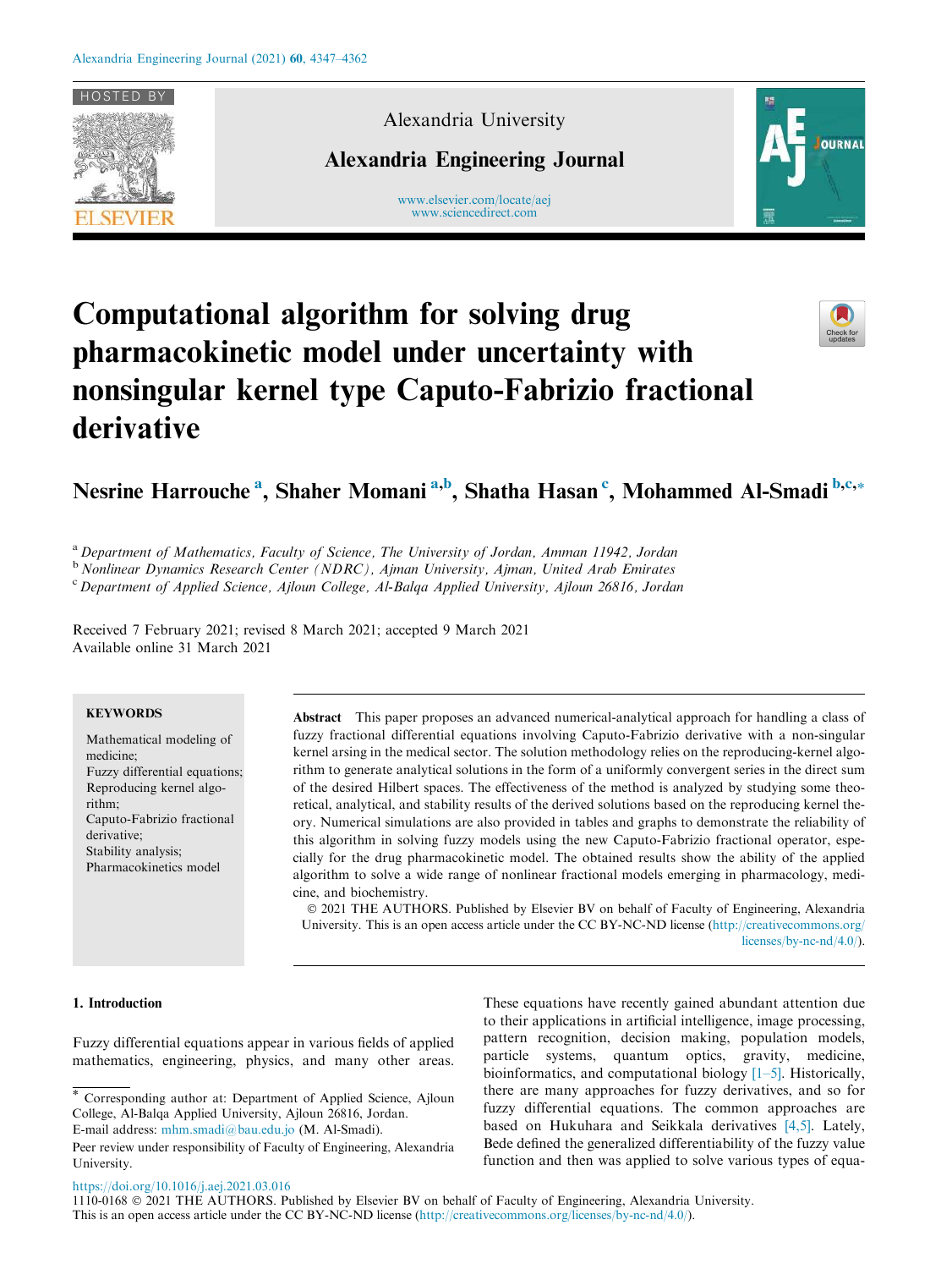# Computational algorithm for solving drug pharmacokinetic model under uncertainty with nonsingular kernel type Caputo-Fabrizio fractional derivative

**Nesrine Harrouche** [a], **Shaher Momani** [a,b], **Shatha Hasan** [c], **Mohammed Al-Smadi** [b,c,*]

[a] *Department of Mathematics, Faculty of Science, The University of Jordan, Amman 11942, Jordan*
[b] *Nonlinear Dynamics Research Center (NDRC), Ajman University, Ajman, United Arab Emirates*
[c] *Department of Applied Science, Ajloun College, Al-Balqa Applied University, Ajloun 26816, Jordan*

Received 7 February 2021; revised 8 March 2021; accepted 9 March 2021
Available online 31 March 2021

**KEYWORDS**

Mathematical modeling of medicine;
Fuzzy differential equations;
Reproducing kernel algorithm;
Caputo-Fabrizio fractional derivative;
Stability analysis;
Pharmacokinetics model

**Abstract** This paper proposes an advanced numerical-analytical approach for handling a class of fuzzy fractional differential equations involving Caputo-Fabrizio derivative with a non-singular kernel arsing in the medical sector. The solution methodology relies on the reproducing-kernel algorithm to generate analytical solutions in the form of a uniformly convergent series in the direct sum of the desired Hilbert spaces. The effectiveness of the method is analyzed by studying some theoretical, analytical, and stability results of the derived solutions based on the reproducing kernel theory. Numerical simulations are also provided in tables and graphs to demonstrate the reliability of this algorithm in solving fuzzy models using the new Caputo-Fabrizio fractional operator, especially for the drug pharmacokinetic model. The obtained results show the ability of the applied algorithm to solve a wide range of nonlinear fractional models emerging in pharmacology, medicine, and biochemistry.

© 2021 THE AUTHORS. Published by Elsevier BV on behalf of Faculty of Engineering, Alexandria University. This is an open access article under the CC BY-NC-ND license (http://creativecommons.org/licenses/by-nc-nd/4.0/).

## 1. Introduction

Fuzzy differential equations appear in various fields of applied mathematics, engineering, physics, and many other areas. These equations have recently gained abundant attention due to their applications in artificial intelligence, image processing, pattern recognition, decision making, population models, particle systems, quantum optics, gravity, medicine, bioinformatics, and computational biology [1–5]. Historically, there are many approaches for fuzzy derivatives, and so for fuzzy differential equations. The common approaches are based on Hukuhara and Seikkala derivatives [4,5]. Lately, Bede defined the generalized differentiability of the fuzzy value function and then was applied to solve various types of equa-

\* Corresponding author at: Department of Applied Science, Ajloun College, Al-Balqa Applied University, Ajloun 26816, Jordan.
E-mail address: mhm.smadi@bau.edu.jo (M. Al-Smadi).

Peer review under responsibility of Faculty of Engineering, Alexandria University.

https://doi.org/10.1016/j.aej.2021.03.016
1110-0168 © 2021 THE AUTHORS. Published by Elsevier BV on behalf of Faculty of Engineering, Alexandria University.
This is an open access article under the CC BY-NC-ND license (http://creativecommons.org/licenses/by-nc-nd/4.0/).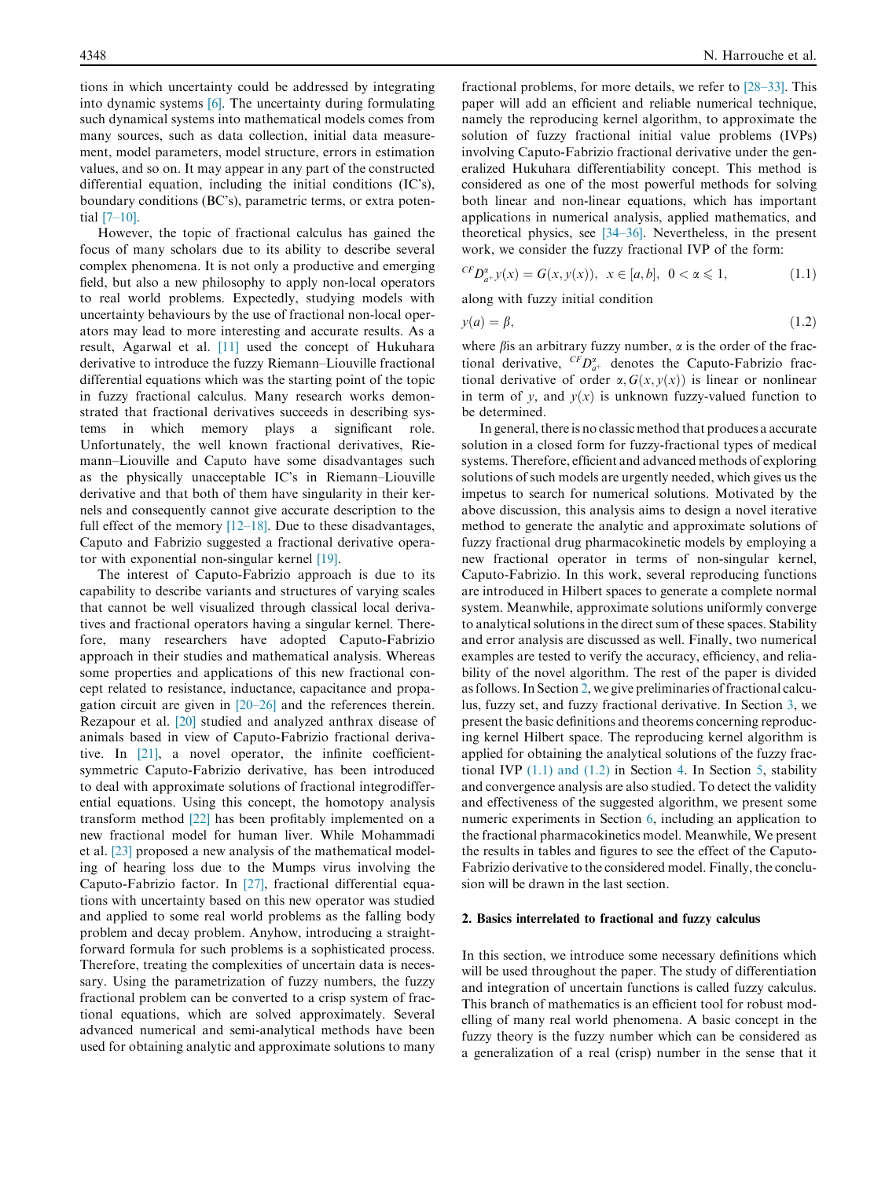tions in which uncertainty could be addressed by integrating into dynamic systems [6]. The uncertainty during formulating such dynamical systems into mathematical models comes from many sources, such as data collection, initial data measurement, model parameters, model structure, errors in estimation values, and so on. It may appear in any part of the constructed differential equation, including the initial conditions (IC's), boundary conditions (BC's), parametric terms, or extra potential [7–10].

However, the topic of fractional calculus has gained the focus of many scholars due to its ability to describe several complex phenomena. It is not only a productive and emerging field, but also a new philosophy to apply non-local operators to real world problems. Expectedly, studying models with uncertainty behaviours by the use of fractional non-local operators may lead to more interesting and accurate results. As a result, Agarwal et al. [11] used the concept of Hukuhara derivative to introduce the fuzzy Riemann–Liouville fractional differential equations which was the starting point of the topic in fuzzy fractional calculus. Many research works demonstrated that fractional derivatives succeeds in describing systems in which memory plays a significant role. Unfortunately, the well known fractional derivatives, Riemann–Liouville and Caputo have some disadvantages such as the physically unacceptable IC's in Riemann–Liouville derivative and that both of them have singularity in their kernels and consequently cannot give accurate description to the full effect of the memory [12–18]. Due to these disadvantages, Caputo and Fabrizio suggested a fractional derivative operator with exponential non-singular kernel [19].

The interest of Caputo-Fabrizio approach is due to its capability to describe variants and structures of varying scales that cannot be well visualized through classical local derivatives and fractional operators having a singular kernel. Therefore, many researchers have adopted Caputo-Fabrizio approach in their studies and mathematical analysis. Whereas some properties and applications of this new fractional concept related to resistance, inductance, capacitance and propagation circuit are given in [20–26] and the references therein. Rezapour et al. [20] studied and analyzed anthrax disease of animals based in view of Caputo-Fabrizio fractional derivative. In [21], a novel operator, the infinite coefficient-symmetric Caputo-Fabrizio derivative, has been introduced to deal with approximate solutions of fractional integrodifferential equations. Using this concept, the homotopy analysis transform method [22] has been profitably implemented on a new fractional model for human liver. While Mohammadi et al. [23] proposed a new analysis of the mathematical modeling of hearing loss due to the Mumps virus involving the Caputo-Fabrizio factor. In [27], fractional differential equations with uncertainty based on this new operator was studied and applied to some real world problems as the falling body problem and decay problem. Anyhow, introducing a straightforward formula for such problems is a sophisticated process. Therefore, treating the complexities of uncertain data is necessary. Using the parametrization of fuzzy numbers, the fuzzy fractional problem can be converted to a crisp system of fractional equations, which are solved approximately. Several advanced numerical and semi-analytical methods have been used for obtaining analytic and approximate solutions to many fractional problems, for more details, we refer to [28–33]. This paper will add an efficient and reliable numerical technique, namely the reproducing kernel algorithm, to approximate the solution of fuzzy fractional initial value problems (IVPs) involving Caputo-Fabrizio fractional derivative under the generalized Hukuhara differentiability concept. This method is considered as one of the most powerful methods for solving both linear and non-linear equations, which has important applications in numerical analysis, applied mathematics, and theoretical physics, see [34–36]. Nevertheless, in the present work, we consider the fuzzy fractional IVP of the form:

$$^{CF}D^{\alpha}_{a^+}y(x) = G(x, y(x)), \quad x \in [a, b], \quad 0 < \alpha \leqslant 1, \tag{1.1}$$

along with fuzzy initial condition

$$y(a) = \beta, \tag{1.2}$$

where $\beta$is an arbitrary fuzzy number, $\alpha$ is the order of the fractional derivative, $^{CF}D^{\alpha}_{a^+}$ denotes the Caputo-Fabrizio fractional derivative of order $\alpha, G(x, y(x))$ is linear or nonlinear in term of $y$, and $y(x)$ is unknown fuzzy-valued function to be determined.

In general, there is no classic method that produces a accurate solution in a closed form for fuzzy-fractional types of medical systems. Therefore, efficient and advanced methods of exploring solutions of such models are urgently needed, which gives us the impetus to search for numerical solutions. Motivated by the above discussion, this analysis aims to design a novel iterative method to generate the analytic and approximate solutions of fuzzy fractional drug pharmacokinetic models by employing a new fractional operator in terms of non-singular kernel, Caputo-Fabrizio. In this work, several reproducing functions are introduced in Hilbert spaces to generate a complete normal system. Meanwhile, approximate solutions uniformly converge to analytical solutions in the direct sum of these spaces. Stability and error analysis are discussed as well. Finally, two numerical examples are tested to verify the accuracy, efficiency, and reliability of the novel algorithm. The rest of the paper is divided as follows. In Section 2, we give preliminaries of fractional calculus, fuzzy set, and fuzzy fractional derivative. In Section 3, we present the basic definitions and theorems concerning reproducing kernel Hilbert space. The reproducing kernel algorithm is applied for obtaining the analytical solutions of the fuzzy fractional IVP (1.1) and (1.2) in Section 4. In Section 5, stability and convergence analysis are also studied. To detect the validity and effectiveness of the suggested algorithm, we present some numeric experiments in Section 6, including an application to the fractional pharmacokinetics model. Meanwhile, We present the results in tables and figures to see the effect of the Caputo-Fabrizio derivative to the considered model. Finally, the conclusion will be drawn in the last section.

## 2. Basics interrelated to fractional and fuzzy calculus

In this section, we introduce some necessary definitions which will be used throughout the paper. The study of differentiation and integration of uncertain functions is called fuzzy calculus. This branch of mathematics is an efficient tool for robust modelling of many real world phenomena. A basic concept in the fuzzy theory is the fuzzy number which can be considered as a generalization of a real (crisp) number in the sense that it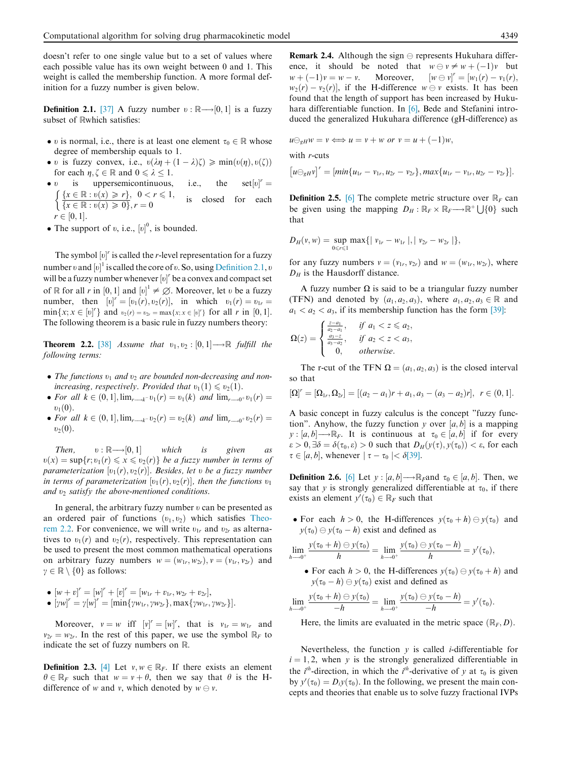doesn't refer to one single value but to a set of values where each possible value has its own weight between 0 and 1. This weight is called the membership function. A more formal definition for a fuzzy number is given below.

**Definition 2.1.** [37] A fuzzy number $\upsilon : \mathbb{R} \longrightarrow [0,1]$ is a fuzzy subset of $\mathbb{R}$which satisfies:

- $\upsilon$ is normal, i.e., there is at least one element $\tau_0 \in \mathbb{R}$ whose degree of membership equals to 1.
- $\upsilon$ is fuzzy convex, i.e., $\upsilon(\lambda\eta + (1-\lambda)\zeta) \geqslant \min(\upsilon(\eta), \upsilon(\zeta))$ for each $\eta, \zeta \in \mathbb{R}$ and $0 \leqslant \lambda \leqslant 1$.
- $\upsilon$ is uppersemicontinuous, i.e., the set $[\upsilon]^r = \begin{cases} \{x \in \mathbb{R} : \upsilon(x) \geqslant r\}, & 0 < r \leqslant 1, \\ \{x \in \mathbb{R} : \upsilon(x) \geqslant 0\}, & r = 0 \end{cases}$ is closed for each $r \in [0,1]$.
- The support of $\upsilon$, i.e., $[\upsilon]^0$, is bounded.

The symbol $[\upsilon]^r$ is called the $r$-level representation for a fuzzy number $\upsilon$ and $[\upsilon]^1$ is called the core of $\upsilon$. So, using Definition 2.1, $\upsilon$ will be a fuzzy number whenever $[\upsilon]^r$ be a convex and compact set of $\mathbb{R}$ for all $r$ in $[0,1]$ and $[\upsilon]^1 \neq \emptyset$. Moreover, let $\upsilon$ be a fuzzy number, then $[\upsilon]^r = [\upsilon_1(r), \upsilon_2(r)]$, in which $\upsilon_1(r) = \upsilon_{1r} = \min\{x; x \in [\upsilon]^r\}$ and $\upsilon_2(r) = \upsilon_{2r} = \max\{x; x \in [\upsilon]^r\}$ for all $r$ in $[0,1]$. The following theorem is a basic rule in fuzzy numbers theory:

**Theorem 2.2.** [38] *Assume that $\upsilon_1, \upsilon_2 : [0,1] \longrightarrow \mathbb{R}$ fulfill the following terms:*

- *The functions $\upsilon_1$ and $\upsilon_2$ are bounded non-decreasing and non-increasing, respectively. Provided that $\upsilon_1(1) \leqslant \upsilon_2(1)$.*
- *For all $k \in (0,1]$, $\lim_{r \longrightarrow k^-} \upsilon_1(r) = \upsilon_1(k)$ and $\lim_{r \longrightarrow 0^+} \upsilon_1(r) = \upsilon_1(0)$.*
- *For all $k \in (0,1]$, $\lim_{r \longrightarrow k^-} \upsilon_2(r) = \upsilon_2(k)$ and $\lim_{r \longrightarrow 0^+} \upsilon_2(r) = \upsilon_2(0)$.*

*Then, $\upsilon : \mathbb{R} \longrightarrow [0,1]$ which is given as $\upsilon(x) = \sup\{r; \upsilon_1(r) \leqslant x \leqslant \upsilon_2(r)\}$ be a fuzzy number in terms of parameterization $[\upsilon_1(r), \upsilon_2(r)]$. Besides, let $\upsilon$ be a fuzzy number in terms of parameterization $[\upsilon_1(r), \upsilon_2(r)]$, then the functions $\upsilon_1$ and $\upsilon_2$ satisfy the above-mentioned conditions.*

In general, the arbitrary fuzzy number $\upsilon$ can be presented as an ordered pair of functions $(\upsilon_1, \upsilon_2)$ which satisfies Theorem 2.2. For convenience, we will write $\upsilon_{1r}$ and $\upsilon_{2r}$ as alternatives to $\upsilon_1(r)$ and $\upsilon_2(r)$, respectively. This representation can be used to present the most common mathematical operations on arbitrary fuzzy numbers $w = (w_{1r}, w_{2r})$, $v = (v_{1r}, v_{2r})$ and $\gamma \in \mathbb{R} \setminus \{0\}$ as follows:

- $[w + v]^r = [w]^r + [v]^r = [w_{1r} + v_{1r}, w_{2r} + v_{2r}]$,
- $[\gamma w]^r = \gamma [w]^r = [\min\{\gamma w_{1r}, \gamma w_{2r}\}, \max\{\gamma w_{1r}, \gamma w_{2r}\}]$.

Moreover, $v = w$ iff $[v]^r = [w]^r$, that is $v_{1r} = w_{1r}$ and $v_{2r} = w_{2r}$. In the rest of this paper, we use the symbol $\mathbb{R}_F$ to indicate the set of fuzzy numbers on $\mathbb{R}$.

**Definition 2.3.** [4] Let $v, w \in \mathbb{R}_F$. If there exists an element $\theta \in \mathbb{R}_F$ such that $w = v + \theta$, then we say that $\theta$ is the H-difference of $w$ and $v$, which denoted by $w \ominus v$.

**Remark 2.4.** Although the sign $\ominus$ represents Hukuhara difference, it should be noted that $w \ominus v \neq w + (-1)v$ but $w + (-1)v = w - v$. Moreover, $[w \ominus v]^r = [w_1(r) - v_1(r), w_2(r) - v_2(r)]$, if the H-difference $w \ominus v$ exists. It has been found that the length of support has been increased by Hukuhara differentiable function. In [6], Bede and Stefanini introduced the generalized Hukuhara difference (gH-difference) as

$$u \ominus_{gH} w = v \Longleftrightarrow u = v + w \ or \ v = u + (-1)w,$$

with $r$-cuts

$$[u \ominus_{gH} v]^r = [min\{u_{1r} - v_{1r}, u_{2r} - v_{2r}\}, max\{u_{1r} - v_{1r}, u_{2r} - v_{2r}\}].$$

**Definition 2.5.** [6] The complete metric structure over $\mathbb{R}_F$ can be given using the mapping $D_H : \mathbb{R}_F \times \mathbb{R}_F \longrightarrow \mathbb{R}^+ \bigcup \{0\}$ such that

$$D_H(v, w) = \sup_{0 \leqslant r \leqslant 1} \max\{| v_{1r} - w_{1r} |, | v_{2r} - w_{2r} |\},$$

for any fuzzy numbers $v = (v_{1r}, v_{2r})$ and $w = (w_{1r}, w_{2r})$, where $D_H$ is the Hausdorff distance.

A fuzzy number $\Omega$ is said to be a triangular fuzzy number (TFN) and denoted by $(a_1, a_2, a_3)$, where $a_1, a_2, a_3 \in \mathbb{R}$ and $a_1 < a_2 < a_3$, if its membership function has the form [39]:

$$\Omega(z) = \begin{cases} \frac{z - a_1}{a_2 - a_1}, & if \ a_1 < z \leqslant a_2, \\ \frac{a_3 - z}{a_3 - a_2}, & if \ a_2 < z < a_3, \\ 0, & otherwise. \end{cases}$$

The r-cut of the TFN $\Omega = (a_1, a_2, a_3)$ is the closed interval so that

$$[\Omega]^r = [\Omega_{1r}, \Omega_{2r}] = [(a_2 - a_1)r + a_1, a_3 - (a_3 - a_2)r], \quad r \in (0,1].$$

A basic concept in fuzzy calculus is the concept "fuzzy function". Anyhow, the fuzzy function $y$ over $[a, b]$ is a mapping $y : [a, b] \longrightarrow \mathbb{R}_F$. It is continuous at $\tau_0 \in [a, b]$ if for every $\varepsilon > 0, \exists \delta = \delta(\tau_0, \varepsilon) > 0$ such that $D_H(y(\tau), y(\tau_0)) < \varepsilon$, for each $\tau \in [a, b]$, whenever $| \tau - \tau_0 | < \delta$[39].

**Definition 2.6.** [6] Let $y : [a, b] \longrightarrow \mathbb{R}_F$and $\tau_0 \in [a, b]$. Then, we say that $y$ is strongly generalized differentiable at $\tau_0$, if there exists an element $y'(\tau_0) \in \mathbb{R}_F$ such that

- For each $h > 0$, the H-differences $y(\tau_0 + h) \ominus y(\tau_0)$ and $y(\tau_0) \ominus y(\tau_0 - h)$ exist and defined as

$$\lim_{h \longrightarrow 0^+} \frac{y(\tau_0 + h) \ominus y(\tau_0)}{h} = \lim_{h \longrightarrow 0^+} \frac{y(\tau_0) \ominus y(\tau_0 - h)}{h} = y'(\tau_0),$$

- For each $h > 0$, the H-differences $y(\tau_0) \ominus y(\tau_0 + h)$ and $y(\tau_0 - h) \ominus y(\tau_0)$ exist and defined as

$$\lim_{h \longrightarrow 0^+} \frac{y(\tau_0 + h) \ominus y(\tau_0)}{-h} = \lim_{h \longrightarrow 0^+} \frac{y(\tau_0) \ominus y(\tau_0 - h)}{-h} = y'(\tau_0).$$

Here, the limits are evaluated in the metric space $(\mathbb{R}_F, D)$.

Nevertheless, the function $y$ is called $i$-differentiable for $i = 1, 2$, when $y$ is the strongly generalized differentiable in the $i^{th}$-direction, in which the $i^{th}$-derivative of $y$ at $\tau_0$ is given by $y'(\tau_0) = D_i y(\tau_0)$. In the following, we present the main concepts and theories that enable us to solve fuzzy fractional IVPs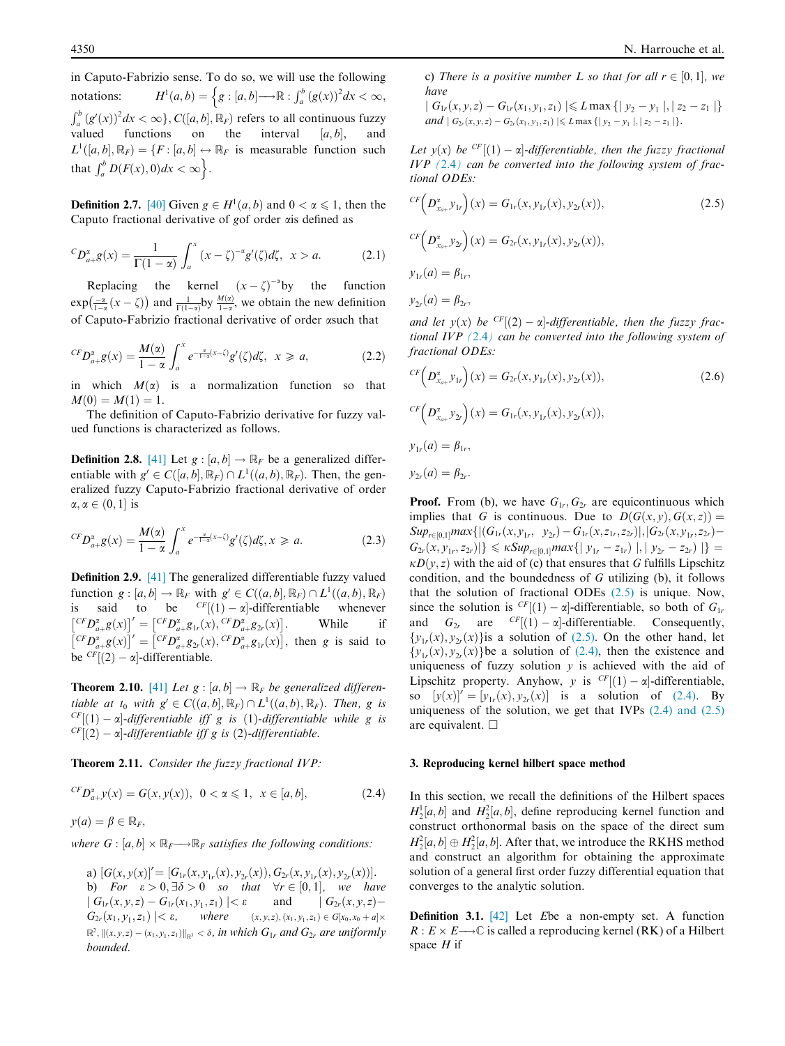in Caputo-Fabrizio sense. To do so, we will use the following notations: $H^1(a,b) = \Big\{g : [a,b] \longrightarrow \mathbb{R} : \int_a^b (g(x))^2 dx < \infty,$ $\int_a^b (g'(x))^2 dx < \infty\}$, $C([a,b], \mathbb{R}_F)$ refers to all continuous fuzzy valued functions on the interval $[a,b]$, and $L^1([a,b], \mathbb{R}_F) = \{F : [a,b] \leftrightarrow \mathbb{R}_F$ is measurable function such that $\int_a^b D(F(x), 0)dx < \infty\Big\}$.

**Definition 2.7.** [40] Given $g \in H^1(a,b)$ and $0 < \alpha \leqslant 1$, then the Caputo fractional derivative of $g$of order $\alpha$is defined as

$$ {}^{C}D^{\alpha}_{a+}g(x) = \frac{1}{\Gamma(1-\alpha)} \int_a^x (x-\zeta)^{-\alpha} g'(\zeta) d\zeta, \quad x > a. \tag{2.1}$$

Replacing the kernel $(x-\zeta)^{-\alpha}$by the function $\exp\left(\frac{-\alpha}{1-\alpha}(x-\zeta)\right)$ and $\frac{1}{\Gamma(1-\alpha)}$by $\frac{M(\alpha)}{1-\alpha}$, we obtain the new definition of Caputo-Fabrizio fractional derivative of order $\alpha$such that

$$ {}^{CF}D^{\alpha}_{a+}g(x) = \frac{M(\alpha)}{1-\alpha} \int_a^x e^{-\frac{\alpha}{1-\alpha}(x-\zeta)} g'(\zeta) d\zeta, \quad x \geqslant a, \tag{2.2}$$

in which $M(\alpha)$ is a normalization function so that $M(0) = M(1) = 1$.

The definition of Caputo-Fabrizio derivative for fuzzy valued functions is characterized as follows.

**Definition 2.8.** [41] Let $g : [a,b] \to \mathbb{R}_F$ be a generalized differentiable with $g' \in C([a,b], \mathbb{R}_F) \cap L^1((a,b), \mathbb{R}_F)$. Then, the generalized fuzzy Caputo-Fabrizio fractional derivative of order $\alpha, \alpha \in (0,1]$ is

$$ {}^{CF}D^{\alpha}_{a+}g(x) = \frac{M(\alpha)}{1-\alpha} \int_a^x e^{-\frac{\alpha}{1-\alpha}(x-\zeta)} g'(\zeta) d\zeta, x \geqslant a. \tag{2.3}$$

**Definition 2.9.** [41] The generalized differentiable fuzzy valued function $g : [a,b] \to \mathbb{R}_F$ with $g' \in C((a,b], \mathbb{R}_F) \cap L^1((a,b), \mathbb{R}_F)$ is said to be ${}^{CF}[(1)-\alpha]$-differentiable whenever $\left[{}^{CF}D^{\alpha}_{a+}g(x)\right]^r = \left[{}^{CF}D^{\alpha}_{a+}g_{1r}(x), {}^{CF}D^{\alpha}_{a+}g_{2r}(x)\right]$. While if $\left[{}^{CF}D^{\alpha}_{a+}g(x)\right]^r = \left[{}^{CF}D^{\alpha}_{a+}g_{2r}(x), {}^{CF}D^{\alpha}_{a+}g_{1r}(x)\right]$, then $g$ is said to be ${}^{CF}[(2)-\alpha]$-differentiable.

**Theorem 2.10.** [41] *Let $g : [a,b] \to \mathbb{R}_F$ be generalized differentiable at $t_0$ with $g' \in C((a,b], \mathbb{R}_F) \cap L^1((a,b), \mathbb{R}_F)$. Then, $g$ is ${}^{CF}[(1)-\alpha]$-differentiable iff $g$ is (1)-differentiable while $g$ is ${}^{CF}[(2)-\alpha]$-differentiable iff $g$ is (2)-differentiable.*

**Theorem 2.11.** *Consider the fuzzy fractional IVP:*

$$ {}^{CF}D^{\alpha}_{a+}y(x) = G(x, y(x)), \quad 0 < \alpha \leqslant 1, \quad x \in [a,b], \tag{2.4}$$

$$y(a) = \beta \in \mathbb{R}_F,$$

*where $G : [a,b] \times \mathbb{R}_F \longrightarrow \mathbb{R}_F$ satisfies the following conditions:*

*a) $[G(x,y(x)]^r = [G_{1r}(x, y_{1r}(x), y_{2r}(x)), G_{2r}(x, y_{1r}(x), y_{2r}(x))]$.*
*b) For $\varepsilon > 0, \exists \delta > 0$ so that $\forall r \in [0,1]$, we have $|G_{1r}(x,y,z) - G_{1r}(x_1,y_1,z_1)| < \varepsilon$ and $|G_{2r}(x,y,z) - G_{2r}(x_1,y_1,z_1)| < \varepsilon$, where $(x,y,z),(x_1,y_1,z_1) \in G[x_0, x_0+a] \times \mathbb{R}^2, \|(x,y,z)-(x_1,y_1,z_1)\|_{\mathbb{R}^3} < \delta$, in which $G_{1r}$ and $G_{2r}$ are uniformly bounded.*
*c) There is a positive number $L$ so that for all $r \in [0,1]$, we have $|G_{1r}(x,y,z) - G_{1r}(x_1,y_1,z_1)| \leqslant L \max\{|y_2 - y_1|, |z_2 - z_1|\}$ and $|G_{2r}(x,y,z) - G_{2r}(x_1,y_1,z_1)| \leqslant L \max\{|y_2 - y_1|, |z_2 - z_1|\}$.*

*Let $y(x)$ be ${}^{CF}[(1)-\alpha]$-differentiable, then the fuzzy fractional IVP (2.4) can be converted into the following system of fractional ODEs:*

$$ {}^{CF}\left(D^{\alpha}_{x_{a+}} y_{1r}\right)(x) = G_{1r}(x, y_{1r}(x), y_{2r}(x)), \tag{2.5}$$

$$ {}^{CF}\left(D^{\alpha}_{x_{a+}} y_{2r}\right)(x) = G_{2r}(x, y_{1r}(x), y_{2r}(x)),$$

$$y_{1r}(a) = \beta_{1r},$$

$$y_{2r}(a) = \beta_{2r},$$

*and let $y(x)$ be ${}^{CF}[(2)-\alpha]$-differentiable, then the fuzzy fractional IVP (2.4) can be converted into the following system of fractional ODEs:*

$$ {}^{CF}\left(D^{\alpha}_{x_{a+}} y_{1r}\right)(x) = G_{2r}(x, y_{1r}(x), y_{2r}(x)), \tag{2.6}$$

$$ {}^{CF}\left(D^{\alpha}_{x_{a+}} y_{2r}\right)(x) = G_{1r}(x, y_{1r}(x), y_{2r}(x)),$$

$$y_{1r}(a) = \beta_{1r},$$

$$y_{2r}(a) = \beta_{2r}.$$

**Proof.** From (b), we have $G_{1r}, G_{2r}$ are equicontinuous which implies that $G$ is continuous. Due to $D(G(x,y), G(x,z)) = Sup_{r\in[0,1]} max\{|(G_{1r}(x, y_{1r}, y_{2r}) - G_{1r}(x, z_{1r}, z_{2r})|, |G_{2r}(x, y_{1r}, z_{2r}) - G_{2r}(x, y_{1r}, z_{2r})|\} \leqslant \kappa Sup_{r\in[0,1]} max\{|y_{1r} - z_{1r})|, |y_{2r} - z_{2r})|\} = \kappa D(y,z)$ with the aid of (c) that ensures that $G$ fulfills Lipschitz condition, and the boundedness of $G$ utilizing (b), it follows that the solution of fractional ODEs (2.5) is unique. Now, since the solution is ${}^{CF}[(1)-\alpha]$-differentiable, so both of $G_{1r}$ and $G_{2r}$ are ${}^{CF}[(1)-\alpha]$-differentiable. Consequently, $\{y_{1r}(x), y_{2r}(x)\}$is a solution of (2.5). On the other hand, let $\{y_{1r}(x), y_{2r}(x)\}$be a solution of (2.4), then the existence and uniqueness of fuzzy solution $y$ is achieved with the aid of Lipschitz property. Anyhow, $y$ is ${}^{CF}[(1)-\alpha]$-differentiable, so $[y(x)]^r = [y_{1r}(x), y_{2r}(x)]$ is a solution of (2.4). By uniqueness of the solution, we get that IVPs (2.4) and (2.5) are equivalent. □

## 3. Reproducing kernel hilbert space method

In this section, we recall the definitions of the Hilbert spaces $H_2^1[a,b]$ and $H_2^2[a,b]$, define reproducing kernel function and construct orthonormal basis on the space of the direct sum $H_2^2[a,b] \oplus H_2^2[a,b]$. After that, we introduce the RKHS method and construct an algorithm for obtaining the approximate solution of a general first order fuzzy differential equation that converges to the analytic solution.

**Definition 3.1.** [42] Let $E$be a non-empty set. A function $R : E \times E \longrightarrow \mathbb{C}$ is called a reproducing kernel (RK) of a Hilbert space $H$ if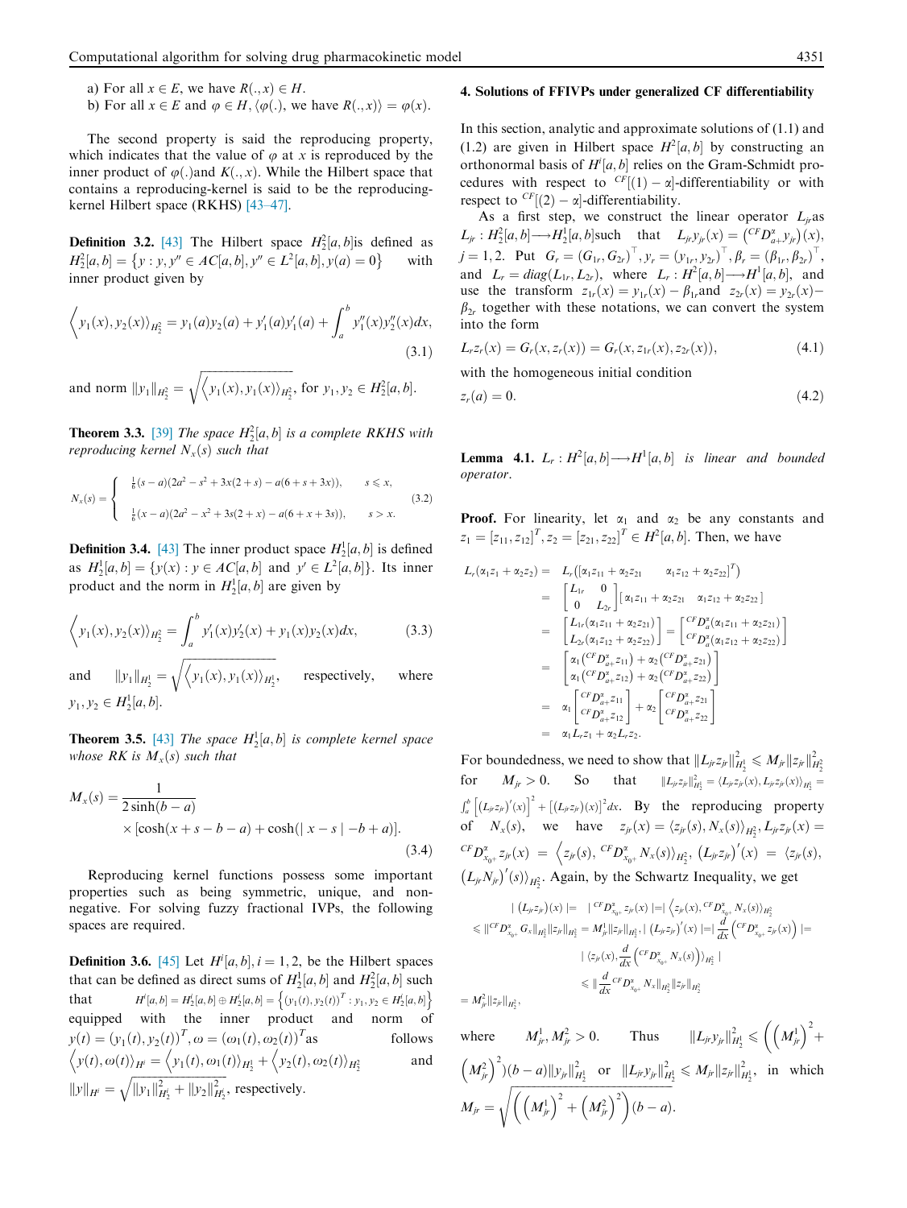a) For all $x \in E$, we have $R(.,x) \in H$.
b) For all $x \in E$ and $\varphi \in H, \langle \varphi(.)$, we have $R(.,x)\rangle = \varphi(x)$.

The second property is said the reproducing property, which indicates that the value of $\varphi$ at $x$ is reproduced by the inner product of $\varphi(.)$and $K(.,x)$. While the Hilbert space that contains a reproducing-kernel is said to be the reproducing-kernel Hilbert space (RKHS) [43–47].

**Definition 3.2.** [43] The Hilbert space $H_2^2[a,b]$is defined as $H_2^2[a,b] = \{y : y, y'' \in AC[a,b], y'' \in L^2[a,b], y(a) = 0\}$ with inner product given by

$$\left\langle y_1(x), y_2(x)\right\rangle_{H_2^2} = y_1(a)y_2(a) + y_1'(a)y_1'(a) + \int_a^b y_1''(x)y_2''(x)dx, \tag{3.1}$$

and norm $\|y_1\|_{H_2^2} = \sqrt{\left\langle y_1(x), y_1(x)\right\rangle_{H_2^2}}$, for $y_1, y_2 \in H_2^2[a,b]$.

**Theorem 3.3.** [39] *The space $H_2^2[a,b]$ is a complete RKHS with reproducing kernel $N_x(s)$ such that*

$$N_x(s) = \begin{cases} \frac{1}{6}(s-a)(2a^2 - s^2 + 3x(2+s) - a(6+s+3x)), & s \leqslant x, \\ \frac{1}{6}(x-a)(2a^2 - x^2 + 3s(2+x) - a(6+x+3s)), & s > x. \end{cases} \tag{3.2}$$

**Definition 3.4.** [43] The inner product space $H_2^1[a,b]$ is defined as $H_2^1[a,b] = \{y(x) : y \in AC[a,b]$ and $y' \in L^2[a,b]\}$. Its inner product and the norm in $H_2^1[a,b]$ are given by

$$\left\langle y_1(x), y_2(x)\right\rangle_{H_2^1} = \int_a^b y_1'(x)y_2'(x) + y_1(x)y_2(x)dx, \tag{3.3}$$

and $\|y_1\|_{H_2^1} = \sqrt{\left\langle y_1(x), y_1(x)\right\rangle_{H_2^1}}$, respectively, where $y_1, y_2 \in H_2^1[a,b]$.

**Theorem 3.5.** [43] *The space $H_2^1[a,b]$ is complete kernel space whose RK is $M_x(s)$ such that*

$$M_x(s) = \frac{1}{2\sinh(b-a)} \times [\cosh(x+s-b-a) + \cosh(|x-s|-b+a)]. \tag{3.4}$$

Reproducing kernel functions possess some important properties such as being symmetric, unique, and non-negative. For solving fuzzy fractional IVPs, the following spaces are required.

**Definition 3.6.** [45] Let $H^i[a,b], i = 1,2$, be the Hilbert spaces that can be defined as direct sums of $H_2^1[a,b]$ and $H_2^2[a,b]$ such that $H^i[a,b] = H_2^i[a,b] \oplus H_2^i[a,b] = \left\{(y_1(t), y_2(t))^T : y_1, y_2 \in H_2^i[a,b]\right\}$ equipped with the inner product and norm of $y(t) = (y_1(t), y_2(t))^T, \omega = (\omega_1(t), \omega_2(t))^T$ as follows $\left\langle y(t), \omega(t)\right\rangle_{H^i} = \left\langle y_1(t), \omega_1(t)\right\rangle_{H_2^i} + \left\langle y_2(t), \omega(t)\right\rangle_{H_2^i}$ and $\|y\|_{H^i} = \sqrt{\|y_1\|_{H_2^i}^2 + \|y_2\|_{H_2^i}^2}$, respectively.

## 4. Solutions of FFIVPs under generalized CF differentiability

In this section, analytic and approximate solutions of (1.1) and (1.2) are given in Hilbert space $H^2[a,b]$ by constructing an orthonormal basis of $H^i[a,b]$ relies on the Gram-Schmidt procedures with respect to ${}^{CF}[(1)-\alpha]$-differentiability or with respect to ${}^{CF}[(2)-\alpha]$-differentiability.

As a first step, we construct the linear operator $L_{jr}$as $L_{jr} : H_2^2[a,b] \longrightarrow H_2^1[a,b]$such that $L_{jr}y_{jr}(x) = \left({}^{CF}D_{a+}^{\alpha}y_{jr}\right)(x)$, $j = 1,2$. Put $G_r = (G_{1r}, G_{2r})^\top, y_r = (y_{1r}, y_{2r})^\top, \beta_r = (\beta_{1r}, \beta_{2r})^\top$, and $L_r = diag(L_{1r}, L_{2r})$, where $L_r : H^2[a,b] \longrightarrow H^1[a,b]$, and use the transform $z_{1r}(x) = y_{1r}(x) - \beta_{1r}$and $z_{2r}(x) = y_{2r}(x) - \beta_{2r}$ together with these notations, we can convert the system into the form

$$L_r z_r(x) = G_r(x, z_r(x)) = G_r(x, z_{1r}(x), z_{2r}(x)), \tag{4.1}$$

with the homogeneous initial condition

$$z_r(a) = 0. \tag{4.2}$$

**Lemma 4.1.** *$L_r : H^2[a,b] \longrightarrow H^1[a,b]$ is linear and bounded operator.*

**Proof.** For linearity, let $\alpha_1$ and $\alpha_2$ be any constants and $z_1 = [z_{11}, z_{12}]^T, z_2 = [z_{21}, z_{22}]^T \in H^2[a,b]$. Then, we have

$$\begin{aligned}
L_r(\alpha_1 z_1 + \alpha_2 z_2) &= L_r([\alpha_1 z_{11} + \alpha_2 z_{21} \quad \alpha_1 z_{12} + \alpha_2 z_{22}]^T) \\
&= \begin{bmatrix} L_{1r} & 0 \\ 0 & L_{2r} \end{bmatrix} [\alpha_1 z_{11} + \alpha_2 z_{21} \quad \alpha_1 z_{12} + \alpha_2 z_{22}] \\
&= \begin{bmatrix} L_{1r}(\alpha_1 z_{11} + \alpha_2 z_{21}) \\ L_{2r}(\alpha_1 z_{12} + \alpha_2 z_{22}) \end{bmatrix} = \begin{bmatrix} {}^{CF}D_a^{\alpha}(\alpha_1 z_{11} + \alpha_2 z_{21}) \\ {}^{CF}D_a^{\alpha}(\alpha_1 z_{12} + \alpha_2 z_{22}) \end{bmatrix} \\
&= \begin{bmatrix} \alpha_1\left({}^{CF}D_{a+}^{\alpha} z_{11}\right) + \alpha_2\left({}^{CF}D_{a+}^{\alpha} z_{21}\right) \\ \alpha_1\left({}^{CF}D_{a+}^{\alpha} z_{12}\right) + \alpha_2\left({}^{CF}D_{a+}^{\alpha} z_{22}\right) \end{bmatrix} \\
&= \alpha_1 \begin{bmatrix} {}^{CF}D_{a+}^{\alpha} z_{11} \\ {}^{CF}D_{a+}^{\alpha} z_{12} \end{bmatrix} + \alpha_2 \begin{bmatrix} {}^{CF}D_{a+}^{\alpha} z_{21} \\ {}^{CF}D_{a+}^{\alpha} z_{22} \end{bmatrix} \\
&= \alpha_1 L_r z_1 + \alpha_2 L_r z_2.
\end{aligned}$$

For boundedness, we need to show that $\|L_{jr}z_{jr}\|_{H_2^1}^2 \leqslant M_{jr}\|z_{jr}\|_{H_2^2}^2$ for $M_{jr} > 0$. So that $\|L_{jr}z_{jr}\|_{H_2^1}^2 = \langle L_{jr}z_{jr}(x), L_{jr}z_{jr}(x)\rangle_{H_2^1} = \int_a^b \left[(L_{jr}z_{jr})'(x)\right]^2 + \left[(L_{jr}z_{jr})(x)\right]^2 dx$. By the reproducing property of $N_x(s)$, we have $z_{jr}(x) = \langle z_{jr}(s), N_x(s)\rangle_{H_2^2}, L_{jr}z_{jr}(x) = {}^{CF}D_{x_{0+}}^{\alpha} z_{jr}(x) = \left\langle z_{jr}(s), {}^{CF}D_{x_{0+}}^{\alpha} N_x(s)\right\rangle_{H_2^2}$, $\left(L_{jr}z_{jr}\right)'(x) = \langle z_{jr}(s), \left(L_{jr}N_{jr}\right)'(s)\rangle_{H_2^2}$. Again, by the Schwartz Inequality, we get

$$\begin{aligned}
|\left(L_{jr}z_{jr}\right)(x)| &= |{}^{CF}D_{x_{0+}}^{\alpha} z_{jr}(x)| = \left|\left\langle z_{jr}(s), {}^{CF}D_{x_{0+}}^{\alpha} N_x(s)\right\rangle_{H_2^2}\right| \\
&\leqslant \|{}^{CF}D_{x_{0+}}^{\alpha} G_x\|_{H_2^2}\|z_{jr}\|_{H_2^2} = M_{jr}^1\|z_{jr}\|_{H_2^2}, \; |\left(L_{jr}z_{jr}\right)'(x)| = \left|\frac{d}{dx}\left({}^{CF}D_{x_{0+}}^{\alpha} z_{jr}(x)\right)\right| = \\
&\quad \left|\left\langle z_{jr}(x), \frac{d}{dx}\left({}^{CF}D_{x_{0+}}^{\alpha} N_x(s)\right)\right\rangle_{H_2^2}\right| \\
&\leqslant \left\|\frac{d}{dx}{}^{CF}D_{x_{0+}}^{\alpha} N_x\right\|_{H_2^2}\|z_{jr}\|_{H_2^2} \\
&= M_{jr}^2\|z_{jr}\|_{H_2^2},
\end{aligned}$$

where $M_{jr}^1, M_{jr}^2 > 0$. Thus $\|L_{jr}y_{jr}\|_{H_2^1}^2 \leqslant \left(\left(M_{jr}^1\right)^2 + \left(M_{jr}^2\right)^2\right)(b-a)\|y_{jr}\|_{H_2^1}^2$ or $\|L_{jr}y_{jr}\|_{H_2^1}^2 \leqslant M_{jr}\|z_{jr}\|_{H_2^1}^2$, in which $M_{jr} = \sqrt{\left(\left(M_{jr}^1\right)^2 + \left(M_{jr}^2\right)^2\right)(b-a)}$.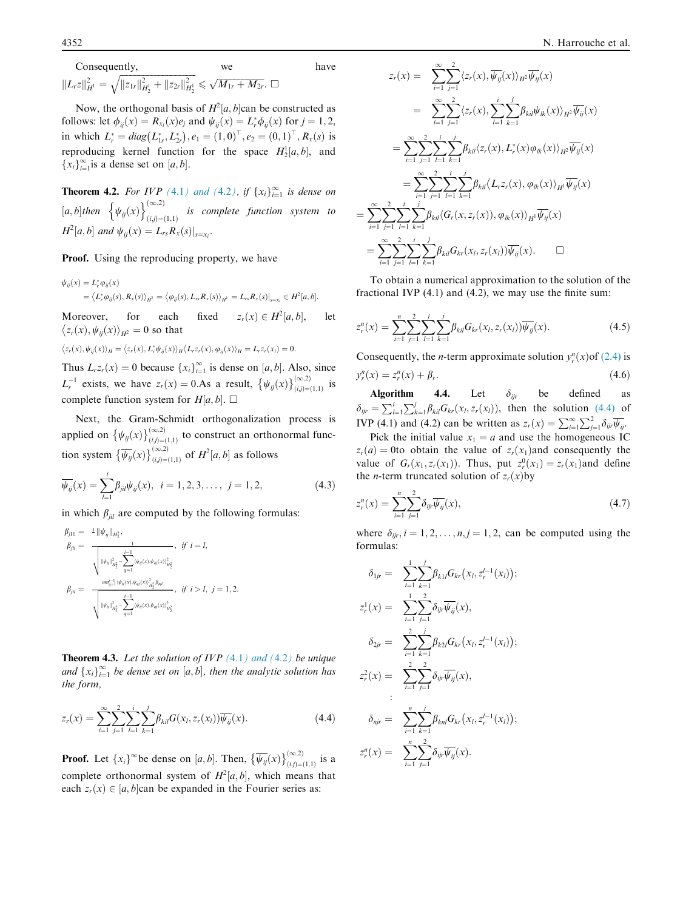Consequently, we have $\|L_r z\|_{H^1}^2 = \sqrt{\|z_{1r}\|_{H_2^1}^2 + \|z_{2r}\|_{H_2^1}^2} \leqslant \sqrt{M_{1r} + M_{2r}}$. □

Now, the orthogonal basis of $H^2[a,b]$ can be constructed as follows: let $\phi_{ij}(x) = R_{x_i}(x)e_j$ and $\psi_{ij}(x) = L_r^*\phi_{ij}(x)$ for $j = 1, 2$, in which $L_r^* = diag(L_{1r}^*, L_{2r}^*), e_1 = (1,0)^\top, e_2 = (0,1)^\top, R_x(s)$ is reproducing kernel function for the space $H_2^1[a,b]$, and $\{x_i\}_{i=1}^\infty$ is a dense set on $[a,b]$.

**Theorem 4.2.** *For IVP (4.1) and (4.2), if $\{x_i\}_{i=1}^\infty$ is dense on $[a,b]$ then $\{\psi_{ij}(x)\}_{(i,j)=(1,1)}^{(\infty,2)}$ is complete function system to $H^2[a,b]$ and $\psi_{ij}(x) = L_{rs}R_x(s)|_{s=x_i}$.*

**Proof.** Using the reproducing property, we have

$$\psi_{ij}(x) = L_r^*\varphi_{ij}(x)$$
$$= \langle L_r^*\varphi_{ij}(s), R_x(s)\rangle_{H^2} = \langle \varphi_{ij}(s), L_{rs}R_x(s)\rangle_{H^1} = L_{rs}R_x(s)|_{s=x_i} \in H^2[a,b].$$

Moreover, for each fixed $z_r(x) \in H^2[a,b]$, let $\langle z_r(x), \psi_{ij}(x)\rangle_{H^2} = 0$ so that

$$\langle z_r(x), \psi_{ij}(x)\rangle_H = \langle z_r(x), L_r^*\psi_{ij}(x)\rangle_H \langle L_r z_r(x), \varphi_{ij}(x)\rangle_H = L_r z_r(x_i) = 0.$$

Thus $L_r z_r(x) = 0$ because $\{x_i\}_{i=1}^\infty$ is dense on $[a,b]$. Also, since $L_r^{-1}$ exists, we have $z_r(x) = 0$.As a result, $\{\psi_{ij}(x)\}_{(i,j)=(1,1)}^{(\infty,2)}$ is complete function system for $H[a,b]$. □

Next, the Gram-Schmidt orthogonalization process is applied on $\{\psi_{ij}(x)\}_{(i,j)=(1,1)}^{(\infty,2)}$ to construct an orthonormal function system $\{\overline{\psi_{ij}}(x)\}_{(i,j)=(1,1)}^{(\infty,2)}$ of $H^2[a,b]$ as follows

$$\overline{\psi_{ij}}(x) = \sum_{l=1}^{i} \beta_{jil}\psi_{ij}(x), \quad i = 1, 2, 3, \ldots, \quad j = 1, 2, \tag{4.3}$$

in which $\beta_{jil}$ are computed by the following formulas:

$$\beta_{j11} = \tfrac{1}{}\|\psi_{ij}\|_{H_2^1},$$
$$\beta_{jii} = \frac{1}{\sqrt{\|\psi_{ij}\|_{H_2^1}^2 - \sum_{q=1}^{i-1}\langle\psi_{ij}(x), \psi_{qj}(x)\rangle_{H_2^1}^2}}, \quad if\ i = l,$$
$$\beta_{jil} = \frac{um_{q=1}^{i-1}\langle\psi_{ij}(x), \psi_{qj}(x)\rangle_{H_2^1}^2\beta_{jql}}{\sqrt{\|\psi_{ij}\|_{H_2^1}^2 - \sum_{q=1}^{i-1}\langle\psi_{ij}(x), \psi_{qj}(x)\rangle_{H_2^1}^2}}, \quad if\ i > l,\ j = 1, 2.$$

**Theorem 4.3.** *Let the solution of IVP (4.1) and (4.2) be unique and $\{x_i\}_{i=1}^\infty$ be dense set on $[a,b]$, then the analytic solution has the form,*

$$z_r(x) = \sum_{i=1}^{\infty}\sum_{j=1}^{2}\sum_{l=1}^{i}\sum_{k=1}^{j}\beta_{kil}G(x_l, z_r(x_l))\overline{\psi_{ij}}(x). \tag{4.4}$$

**Proof.** Let $\{x_i\}^\infty$ be dense on $[a,b]$. Then, $\{\overline{\psi_{ij}}(x)\}_{(i,j)=(1,1)}^{(\infty,2)}$ is a complete orthonormal system of $H^2[a,b]$, which means that each $z_r(x) \in [a,b]$ can be expanded in the Fourier series as:

$$\begin{aligned}
z_r(x) &= \sum_{i=1}^{\infty}\sum_{j=1}^{2}\langle z_r(x), \overline{\psi_{ij}}(x)\rangle_{H^2}\overline{\psi_{ij}}(x) \\
&= \sum_{i=1}^{\infty}\sum_{j=1}^{2}\langle z_r(x), \sum_{l=1}^{i}\sum_{k=1}^{j}\beta_{kil}\psi_{lk}(x)\rangle_{H^2}\overline{\psi_{ij}}(x) \\
&= \sum_{i=1}^{\infty}\sum_{j=1}^{2}\sum_{l=1}^{i}\sum_{k=1}^{j}\beta_{kil}\langle z_r(x), L_r^*(x)\varphi_{lk}(x)\rangle_{H^2}\overline{\psi_{ij}}(x) \\
&= \sum_{i=1}^{\infty}\sum_{j=1}^{2}\sum_{l=1}^{i}\sum_{k=1}^{j}\beta_{kil}\langle L_r z_r(x), \varphi_{lk}(x)\rangle_{H^1}\overline{\psi_{ij}}(x) \\
&= \sum_{i=1}^{\infty}\sum_{j=1}^{2}\sum_{l=1}^{i}\sum_{k=1}^{j}\beta_{kil}\langle G_r(x, z_r(x)), \varphi_{lk}(x)\rangle_{H^1}\overline{\psi_{ij}}(x) \\
&= \sum_{i=1}^{\infty}\sum_{j=1}^{2}\sum_{l=1}^{i}\sum_{k=1}^{j}\beta_{kil}G_{kr}(x_l, z_r(x_l))\overline{\psi_{ij}}(x). \qquad \square
\end{aligned}$$

To obtain a numerical approximation to the solution of the fractional IVP (4.1) and (4.2), we may use the finite sum:

$$z_r^n(x) = \sum_{i=1}^{n}\sum_{j=1}^{2}\sum_{l=1}^{i}\sum_{k=1}^{j}\beta_{kil}G_{kr}(x_l, z_r(x_l))\overline{\psi_{ij}}(x). \tag{4.5}$$

Consequently, the $n$-term approximate solution $y_r^n(x)$of (2.4) is

$$y_r^n(x) = z_r^n(x) + \beta_r. \tag{4.6}$$

**Algorithm 4.4.** Let $\delta_{ijr}$ be defined as $\delta_{ijr} = \sum_{l=1}^{i}\sum_{k=1}^{j}\beta_{kil}G_{kr}(x_l, z_r(x_l))$, then the solution (4.4) of IVP (4.1) and (4.2) can be written as $z_r(x) = \sum_{i=1}^{\infty}\sum_{j=1}^{2}\delta_{ijr}\overline{\psi_{ij}}$.

Pick the initial value $x_1 = a$ and use the homogeneous IC $z_r(a) = 0$to obtain the value of $z_r(x_1)$and consequently the value of $G_r(x_1, z_r(x_1))$. Thus, put $z_r^0(x_1) = z_r(x_1)$and define the $n$-term truncated solution of $z_r(x)$by

$$z_r^n(x) = \sum_{i=1}^{n}\sum_{j=1}^{2}\delta_{ijr}\overline{\psi_{ij}}(x), \tag{4.7}$$

where $\delta_{ijr}, i = 1, 2, \ldots, n, j = 1, 2$, can be computed using the formulas:

$$\begin{aligned}
\delta_{1jr} &= \sum_{i=1}^{1}\sum_{k=1}^{j}\beta_{k1l}G_{kr}(x_l, z_r^{l-1}(x_l)); \\
z_r^1(x) &= \sum_{i=1}^{1}\sum_{j=1}^{2}\delta_{ijr}\overline{\psi_{ij}}(x), \\
\delta_{2jr} &= \sum_{i=1}^{2}\sum_{k=1}^{j}\beta_{k2l}G_{kr}(x_l, z_r^{l-1}(x_l)); \\
z_r^2(x) &= \sum_{i=1}^{2}\sum_{j=1}^{2}\delta_{ijr}\overline{\psi_{ij}}(x), \\
&\vdots \\
\delta_{njr} &= \sum_{i=1}^{n}\sum_{k=1}^{j}\beta_{knl}G_{kr}(x_l, z_r^{l-1}(x_l)); \\
z_r^n(x) &= \sum_{i=1}^{n}\sum_{j=1}^{2}\delta_{ijr}\overline{\psi_{ij}}(x).
\end{aligned}$$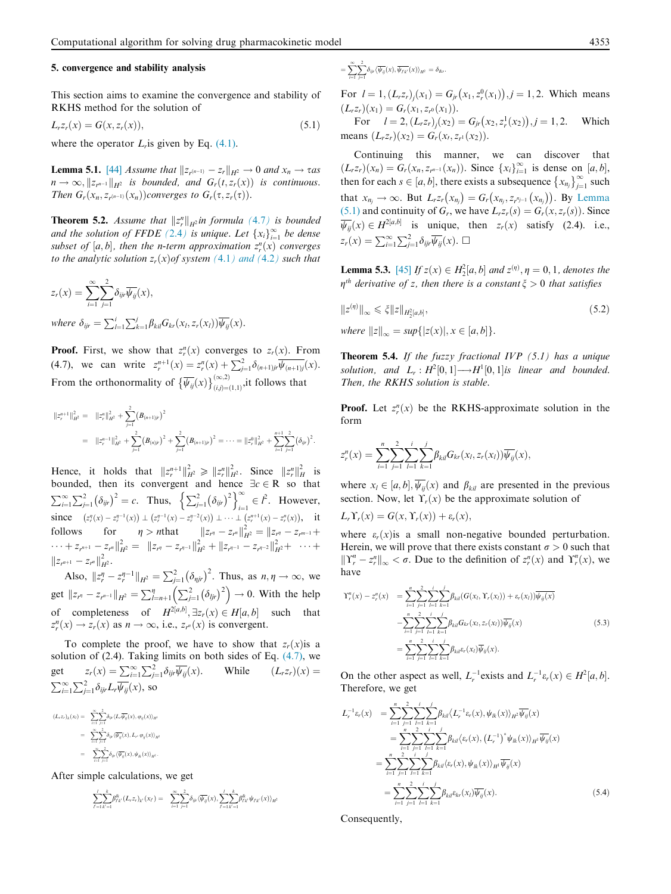### 5. convergence and stability analysis

This section aims to examine the convergence and stability of RKHS method for the solution of

$$L_r z_r(x) = G(x, z_r(x)), \tag{5.1}$$

where the operator $L_r$is given by Eq. (4.1).

**Lemma 5.1.** [44] *Assume that $\|z_{r^{(n-1)}} - z_r\|_{H^2} \to 0$ and $x_n \to \tau$as $n \to \infty$, $\|z_{r^{n-1}}\|_{H^2}$ is bounded, and $G_r(t, z_r(x))$ is continuous. Then $G_r(x_n, z_{r^{(n-1)}}(x_n))$converges to $G_r(\tau, z_r(\tau))$.*

**Theorem 5.2.** *Assume that $\|z_r^n\|_{H^2}$in formula (4.7) is bounded and the solution of FFDE (2.4) is unique. Let $\{x_i\}_{i=1}^{\infty}$ be dense subset of $[a, b]$, then the n-term approximation $z_r^n(x)$ converges to the analytic solution $z_r(x)$of system (4.1) and (4.2) such that*

$$z_r(x) = \sum_{i=1}^{\infty}\sum_{j=1}^{2}\delta_{ijr}\overline{\psi_{ij}}(x),$$

*where $\delta_{ijr} = \sum_{l=1}^{i}\sum_{k=1}^{j}\beta_{kil}G_{kr}(x_l, z_r(x_l))\overline{\psi_{ij}}(x)$.*

**Proof.** First, we show that $z_r^n(x)$ converges to $z_r(x)$. From (4.7), we can write $z_r^{n+1}(x) = z_r^n(x) + \sum_{j=1}^{2}\delta_{(n+1)jr}\overline{\psi_{(n+1)j}}(x)$. From the orthonormality of $\{\overline{\psi_{ij}}(x)\}_{(i,j)=(1,1)}^{(\infty,2)}$,it follows that

$$\begin{aligned}\|z_r^{n+1}\|_{H^2}^2 &= \|z_r^n\|_{H^2}^2 + \sum_{j=1}^{2}\left(B_{(n+1)jr}\right)^2\\ &= \|z_r^{n-1}\|_{H^2}^2 + \sum_{j=1}^{2}\left(B_{(n)jr}\right)^2 + \sum_{j=1}^{2}\left(B_{(n+1)jr}\right)^2 = \cdots = \|z_r^0\|_{H^2}^2 + \sum_{i=1}^{n+1}\sum_{j=1}^{2}\left(\delta_{ijr}\right)^2.\end{aligned}$$

Hence, it holds that $\|z_r^{n+1}\|_{H^2}^2 \geqslant \|z_r^n\|_{H^2}^2$. Since $\|z_r^n\|_H^2$ is bounded, then its convergent and hence $\exists c \in R$ so that $\sum_{i=1}^{\infty}\sum_{j=1}^{2}\left(\delta_{ijr}\right)^2 = c$. Thus, $\left\{\sum_{j=1}^{2}\left(\delta_{ijr}\right)^2\right\}_{i=1}^{\infty} \in l^2$. However, since $\left(z_r^\eta(x) - z_r^{\eta-1}(x)\right) \perp \left(z_r^{\eta-1}(x) - z_r^{\eta-2}(x)\right) \perp \cdots \perp \left(z_r^{n+1}(x) - z_r^n(x)\right)$, it follows for $\eta > n$that $\|z_{r^\eta} - z_{r^n}\|_{H^2}^2 = \|z_{r^\eta} - z_{r^{\eta-1}} + \cdots + z_{r^{n+1}} - z_{r^n}\|_{H^2}^2 = \|z_{r^\eta} - z_{r^{\eta-1}}\|_{H^2}^2 + \|z_{r^{\eta-1}} - z_{r^{\eta-2}}\|_{H^2}^2 + \cdots + \|z_{r^{n+1}} - z_{r^n}\|_{H^2}^2$.

Also, $\|z_r^\eta - z_r^{\eta-1}\|_{H^2} = \sum_{j=1}^{2}\left(\delta_{\eta jr}\right)^2$. Thus, as $n, \eta \to \infty$, we get $\|z_{r^\eta} - z_{r^n}\|_{H^2} = \sum_{l=n+1}^{\eta}\left(\sum_{j=1}^{2}\left(\delta_{ljr}\right)^2\right) \to 0$. With the help of completeness of $H^{2[a,b]}$, $\exists z_r(x) \in H[a, b]$ such that $z_r^n(x) \to z_r(x)$ as $n \to \infty$, i.e., $z_{r^n}(x)$ is convergent.

To complete the proof, we have to show that $z_r(x)$is a solution of (2.4). Taking limits on both sides of Eq. (4.7), we get $z_r(x) = \sum_{i=1}^{\infty}\sum_{j=1}^{2}\delta_{ijr}\overline{\psi_{ij}}(x)$. While $(L_r z_r)(x) = \sum_{i=1}^{\infty}\sum_{j=1}^{2}\delta_{ijr}L_r\overline{\psi_{ij}}(x)$, so

$$\begin{aligned}(L_r z_r)_k(x_l) &= \sum_{i=1}^{\infty}\sum_{j=1}^{2}\delta_{ijr}\langle L_r\overline{\psi_{ij}}(x), \varphi_{lk}(x)\rangle_{H^1}\\ &= \sum_{i=1}^{\infty}\sum_{j=1}^{2}\delta_{ijr}\langle\overline{\psi_{ij}}(x), L_r\varphi_{lk}(x)\rangle_{H^2}\\ &= \sum_{i=1}^{\infty}\sum_{j=1}^{2}\delta_{ijr}\langle\overline{\psi_{ij}}(x), \psi_{lk}(x)\rangle_{H^2}.\end{aligned}$$

After simple calculations, we get

$$\sum_{l'=1}^{l}\sum_{k'=1}^{k}\beta_{l'k'}^{lk}(L_r z_r)_{k'}(x_{l'}) = \sum_{i=1}^{\infty}\sum_{j=1}^{2}\delta_{ijr}\langle\overline{\psi_{ij}}(x), \sum_{l'=1}^{l}\sum_{k'=1}^{k}\beta_{l'k'}^{lk}\psi_{l'k'}(x)\rangle_{H^2}$$

$$= \sum_{i=1}^{\infty}\sum_{j=1}^{2}\delta_{ijr}\langle\overline{\psi_{ij}}(x), \overline{\psi_{l'k'}}(x)\rangle_{H^2} = \delta_{lkr}.$$

For $l = 1, (L_r z_r)_j(x_1) = G_{jr}\left(x_1, z_r^0(x_1)\right), j = 1, 2$. Which means $(L_r z_r)(x_1) = G_r(x_1, z_{r^0}(x_1))$.

For $l = 2, (L_r z_r)_j(x_2) = G_{jr}\left(x_2, z_r^1(x_2)\right), j = 1, 2$. Which means $(L_r z_r)(x_2) = G_r(x_r, z_{r^1}(x_2))$.

Continuing this manner, we can discover that $(L_r z_r)(x_n) = G_r(x_n, z_{r^{n-1}}(x_n))$. Since $\{x_i\}_{i=1}^{\infty}$ is dense on $[a, b]$, then for each $s \in [a, b]$, there exists a subsequence $\left\{x_{n_j}\right\}_{j=1}^{\infty}$ such that $x_{n_j} \to \infty$. But $L_r z_r\left(x_{n_j}\right) = G_r\left(x_{n_j}, z_{r^{n_j-1}}\left(x_{n_j}\right)\right)$. By Lemma (5.1) and continuity of $G_r$, we have $L_r z_r(s) = G_r(x, z_r(s))$. Since $\overline{\psi_{ij}}(x) \in H^{2[a,b]}$ is unique, then $z_r(x)$ satisfy (2.4). i.e., $z_r(x) = \sum_{i=1}^{\infty}\sum_{j=1}^{2}\delta_{ijr}\overline{\psi_{ij}}(x)$. □

**Lemma 5.3.** [45] *If $z(x) \in H_2^2[a, b]$ and $z^{(\eta)}, \eta = 0, 1$, denotes the $\eta^{th}$ derivative of z, then there is a constant $\xi > 0$ that satisfies*

$$\|z^{(\eta)}\|_\infty \leqslant \xi\|z\|_{H_2^2[a,b]}, \tag{5.2}$$

*where $\|z\|_\infty = sup\{|z(x)|, x \in [a, b]\}$.*

**Theorem 5.4.** *If the fuzzy fractional IVP (5.1) has a unique solution, and $L_r : H^2[0, 1] \longrightarrow H^1[0, 1]$is linear and bounded. Then, the RKHS solution is stable.*

**Proof.** Let $z_r^n(x)$ be the RKHS-approximate solution in the form

$$z_r^n(x) = \sum_{i=1}^{n}\sum_{j=1}^{2}\sum_{l=1}^{i}\sum_{k=1}^{j}\beta_{kil}G_{kr}(x_l, z_r(x_l))\overline{\psi_{ij}}(x),$$

where $x_l \in [a, b]$, $\overline{\psi_{ij}}(x)$ and $\beta_{kil}$ are presented in the previous section. Now, let $\Upsilon_r(x)$ be the approximate solution of

$$L_r\Upsilon_r(x) = G(x, \Upsilon_r(x)) + \varepsilon_r(x),$$

where $\varepsilon_r(x)$is a small non-negative bounded perturbation. Herein, we will prove that there exists constant $\sigma > 0$ such that $\|\Upsilon_r^n - z_r^n\|_\infty < \sigma$. Due to the definition of $z_r^n(x)$ and $\Upsilon_r^n(x)$, we have

$$\begin{aligned}\Upsilon_r^n(x) - z_r^n(x) &= \sum_{i=1}^{n}\sum_{j=1}^{2}\sum_{l=1}^{i}\sum_{k=1}^{j}\beta_{kil}(G(x_l, \Upsilon_r(x_l)) + \varepsilon_r(x_l))\overline{\psi_{ij}}(x)\\ &-\sum_{i=1}^{n}\sum_{j=1}^{2}\sum_{l=1}^{i}\sum_{k=1}^{j}\beta_{kil}G_{kr}(x_l, z_r(x_l))\overline{\psi_{ij}}(x)\\ &= \sum_{i=1}^{n}\sum_{j=1}^{2}\sum_{l=1}^{i}\sum_{k=1}^{j}\beta_{kil}\varepsilon_r(x_l)\overline{\psi_{ij}}(x).\end{aligned} \tag{5.3}$$

On the other aspect as well, $L_r^{-1}$exists and $L_r^{-1}\varepsilon_r(x) \in H^2[a, b]$. Therefore, we get

$$\begin{aligned}L_r^{-1}\varepsilon_r(x) &= \sum_{i=1}^{n}\sum_{j=1}^{2}\sum_{l=1}^{i}\sum_{k=1}^{j}\beta_{kil}\langle L_r^{-1}\varepsilon_r(x), \psi_{lk}(x)\rangle_{H^2}\overline{\psi_{ij}}(x)\\ &= \sum_{i=1}^{n}\sum_{j=1}^{2}\sum_{l=1}^{i}\sum_{k=1}^{j}\beta_{kil}\langle\varepsilon_r(x), \left(L_r^{-1}\right)^*\psi_{lk}(x)\rangle_{H^1}\overline{\psi_{ij}}(x)\\ &= \sum_{i=1}^{n}\sum_{j=1}^{2}\sum_{l=1}^{i}\sum_{k=1}^{j}\beta_{kil}\langle\varepsilon_r(x), \psi_{lk}(x)\rangle_{H^1}\overline{\psi_{ij}}(x)\\ &= \sum_{i=1}^{n}\sum_{j=1}^{2}\sum_{l=1}^{i}\sum_{k=1}^{j}\beta_{kil}\varepsilon_{kr}(x_l)\overline{\psi_{ij}}(x).\end{aligned} \tag{5.4}$$

Consequently,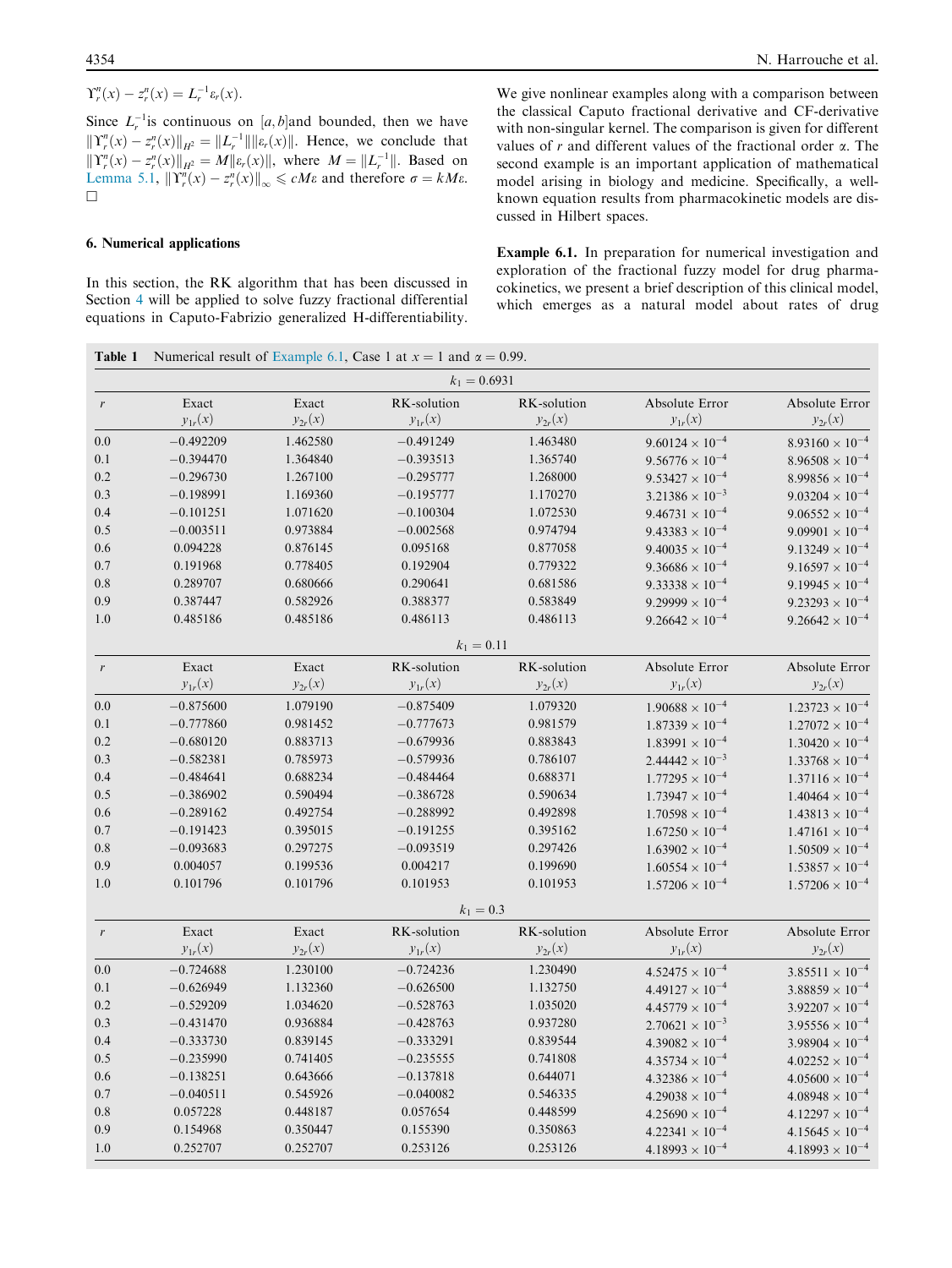$\Upsilon_r^n(x) - z_r^n(x) = L_r^{-1}\varepsilon_r(x).$

Since $L_r^{-1}$is continuous on $[a, b]$and bounded, then we have $\|\Upsilon_r^n(x) - z_r^n(x)\|_{H^2} = \|L_r^{-1}\|\|\varepsilon_r(x)\|$. Hence, we conclude that $\|\Upsilon_r^n(x) - z_r^n(x)\|_{H^2} = M\|\varepsilon_r(x)\|$, where $M = \|L_r^{-1}\|$. Based on Lemma 5.1, $\|\Upsilon_r^n(x) - z_r^n(x)\|_\infty \leqslant cM\varepsilon$ and therefore $\sigma = kM\varepsilon$. □

## 6. Numerical applications

In this section, the RK algorithm that has been discussed in Section 4 will be applied to solve fuzzy fractional differential equations in Caputo-Fabrizio generalized H-differentiability. We give nonlinear examples along with a comparison between the classical Caputo fractional derivative and CF-derivative with non-singular kernel. The comparison is given for different values of $r$ and different values of the fractional order $\alpha$. The second example is an important application of mathematical model arising in biology and medicine. Specifically, a well-known equation results from pharmacokinetic models are discussed in Hilbert spaces.

**Example 6.1.** In preparation for numerical investigation and exploration of the fractional fuzzy model for drug pharmacokinetics, we present a brief description of this clinical model, which emerges as a natural model about rates of drug

**Table 1** Numerical result of Example 6.1, Case 1 at $x = 1$ and $\alpha = 0.99$.

| $r$ | Exact $y_{1r}(x)$ | Exact $y_{2r}(x)$ | RK-solution $y_{1r}(x)$ | RK-solution $y_{2r}(x)$ | Absolute Error $y_{1r}(x)$ | Absolute Error $y_{2r}(x)$ |
|---|---|---|---|---|---|---|
| $k_1 = 0.6931$ | | | | | | |
| 0.0 | −0.492209 | 1.462580 | −0.491249 | 1.463480 | $9.60124 \times 10^{-4}$ | $8.93160 \times 10^{-4}$ |
| 0.1 | −0.394470 | 1.364840 | −0.393513 | 1.365740 | $9.56776 \times 10^{-4}$ | $8.96508 \times 10^{-4}$ |
| 0.2 | −0.296730 | 1.267100 | −0.295777 | 1.268000 | $9.53427 \times 10^{-4}$ | $8.99856 \times 10^{-4}$ |
| 0.3 | −0.198991 | 1.169360 | −0.195777 | 1.170270 | $3.21386 \times 10^{-3}$ | $9.03204 \times 10^{-4}$ |
| 0.4 | −0.101251 | 1.071620 | −0.100304 | 1.072530 | $9.46731 \times 10^{-4}$ | $9.06552 \times 10^{-4}$ |
| 0.5 | −0.003511 | 0.973884 | −0.002568 | 0.974794 | $9.43383 \times 10^{-4}$ | $9.09901 \times 10^{-4}$ |
| 0.6 | 0.094228 | 0.876145 | 0.095168 | 0.877058 | $9.40035 \times 10^{-4}$ | $9.13249 \times 10^{-4}$ |
| 0.7 | 0.191968 | 0.778405 | 0.192904 | 0.779322 | $9.36686 \times 10^{-4}$ | $9.16597 \times 10^{-4}$ |
| 0.8 | 0.289707 | 0.680666 | 0.290641 | 0.681586 | $9.33338 \times 10^{-4}$ | $9.19945 \times 10^{-4}$ |
| 0.9 | 0.387447 | 0.582926 | 0.388377 | 0.583849 | $9.29999 \times 10^{-4}$ | $9.23293 \times 10^{-4}$ |
| 1.0 | 0.485186 | 0.485186 | 0.486113 | 0.486113 | $9.26642 \times 10^{-4}$ | $9.26642 \times 10^{-4}$ |
| $k_1 = 0.11$ | | | | | | |
| 0.0 | −0.875600 | 1.079190 | −0.875409 | 1.079320 | $1.90688 \times 10^{-4}$ | $1.23723 \times 10^{-4}$ |
| 0.1 | −0.777860 | 0.981452 | −0.777673 | 0.981579 | $1.87339 \times 10^{-4}$ | $1.27072 \times 10^{-4}$ |
| 0.2 | −0.680120 | 0.883713 | −0.679936 | 0.883843 | $1.83991 \times 10^{-4}$ | $1.30420 \times 10^{-4}$ |
| 0.3 | −0.582381 | 0.785973 | −0.579936 | 0.786107 | $2.44442 \times 10^{-3}$ | $1.33768 \times 10^{-4}$ |
| 0.4 | −0.484641 | 0.688234 | −0.484464 | 0.688371 | $1.77295 \times 10^{-4}$ | $1.37116 \times 10^{-4}$ |
| 0.5 | −0.386902 | 0.590494 | −0.386728 | 0.590634 | $1.73947 \times 10^{-4}$ | $1.40464 \times 10^{-4}$ |
| 0.6 | −0.289162 | 0.492754 | −0.288992 | 0.492898 | $1.70598 \times 10^{-4}$ | $1.43813 \times 10^{-4}$ |
| 0.7 | −0.191423 | 0.395015 | −0.191255 | 0.395162 | $1.67250 \times 10^{-4}$ | $1.47161 \times 10^{-4}$ |
| 0.8 | −0.093683 | 0.297275 | −0.093519 | 0.297426 | $1.63902 \times 10^{-4}$ | $1.50509 \times 10^{-4}$ |
| 0.9 | 0.004057 | 0.199536 | 0.004217 | 0.199690 | $1.60554 \times 10^{-4}$ | $1.53857 \times 10^{-4}$ |
| 1.0 | 0.101796 | 0.101796 | 0.101953 | 0.101953 | $1.57206 \times 10^{-4}$ | $1.57206 \times 10^{-4}$ |
| $k_1 = 0.3$ | | | | | | |
| 0.0 | −0.724688 | 1.230100 | −0.724236 | 1.230490 | $4.52475 \times 10^{-4}$ | $3.85511 \times 10^{-4}$ |
| 0.1 | −0.626949 | 1.132360 | −0.626500 | 1.132750 | $4.49127 \times 10^{-4}$ | $3.88859 \times 10^{-4}$ |
| 0.2 | −0.529209 | 1.034620 | −0.528763 | 1.035020 | $4.45779 \times 10^{-4}$ | $3.92207 \times 10^{-4}$ |
| 0.3 | −0.431470 | 0.936884 | −0.428763 | 0.937280 | $2.70621 \times 10^{-3}$ | $3.95556 \times 10^{-4}$ |
| 0.4 | −0.333730 | 0.839145 | −0.333291 | 0.839544 | $4.39082 \times 10^{-4}$ | $3.98904 \times 10^{-4}$ |
| 0.5 | −0.235990 | 0.741405 | −0.235555 | 0.741808 | $4.35734 \times 10^{-4}$ | $4.02252 \times 10^{-4}$ |
| 0.6 | −0.138251 | 0.643666 | −0.137818 | 0.644071 | $4.32386 \times 10^{-4}$ | $4.05600 \times 10^{-4}$ |
| 0.7 | −0.040511 | 0.545926 | −0.040082 | 0.546335 | $4.29038 \times 10^{-4}$ | $4.08948 \times 10^{-4}$ |
| 0.8 | 0.057228 | 0.448187 | 0.057654 | 0.448599 | $4.25690 \times 10^{-4}$ | $4.12297 \times 10^{-4}$ |
| 0.9 | 0.154968 | 0.350447 | 0.155390 | 0.350863 | $4.22341 \times 10^{-4}$ | $4.15645 \times 10^{-4}$ |
| 1.0 | 0.252707 | 0.252707 | 0.253126 | 0.253126 | $4.18993 \times 10^{-4}$ | $4.18993 \times 10^{-4}$ |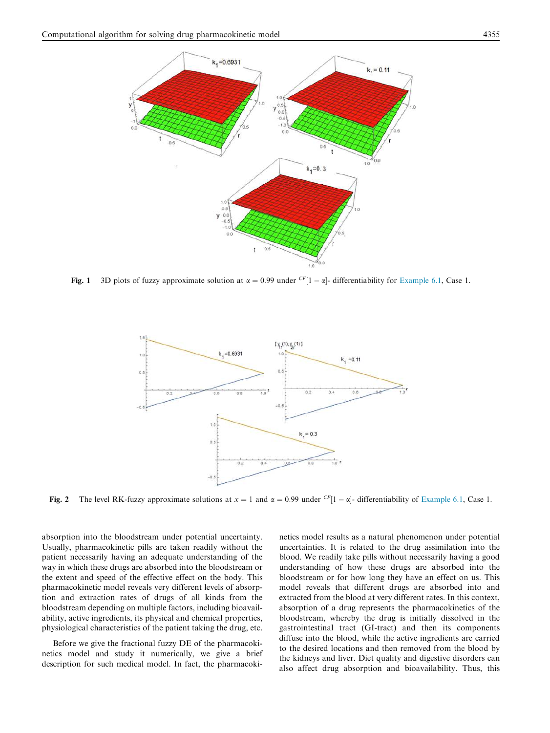**Fig. 1** 3D plots of fuzzy approximate solution at $\alpha = 0.99$ under ${}^{CF}[1-\alpha]$- differentiability for Example 6.1, Case 1.

**Fig. 2** The level RK-fuzzy approximate solutions at $x = 1$ and $\alpha = 0.99$ under ${}^{CF}[1-\alpha]$- differentiability of Example 6.1, Case 1.

absorption into the bloodstream under potential uncertainty. Usually, pharmacokinetic pills are taken readily without the patient necessarily having an adequate understanding of the way in which these drugs are absorbed into the bloodstream or the extent and speed of the effective effect on the body. This pharmacokinetic model reveals very different levels of absorption and extraction rates of drugs of all kinds from the bloodstream depending on multiple factors, including bioavailability, active ingredients, its physical and chemical properties, physiological characteristics of the patient taking the drug, etc.

Before we give the fractional fuzzy DE of the pharmacokinetics model and study it numerically, we give a brief description for such medical model. In fact, the pharmacokinetics model results as a natural phenomenon under potential uncertainties. It is related to the drug assimilation into the blood. We readily take pills without necessarily having a good understanding of how these drugs are absorbed into the bloodstream or for how long they have an effect on us. This model reveals that different drugs are absorbed into and extracted from the blood at very different rates. In this context, absorption of a drug represents the pharmacokinetics of the bloodstream, whereby the drug is initially dissolved in the gastrointestinal tract (GI-tract) and then its components diffuse into the blood, while the active ingredients are carried to the desired locations and then removed from the blood by the kidneys and liver. Diet quality and digestive disorders can also affect drug absorption and bioavailability. Thus, this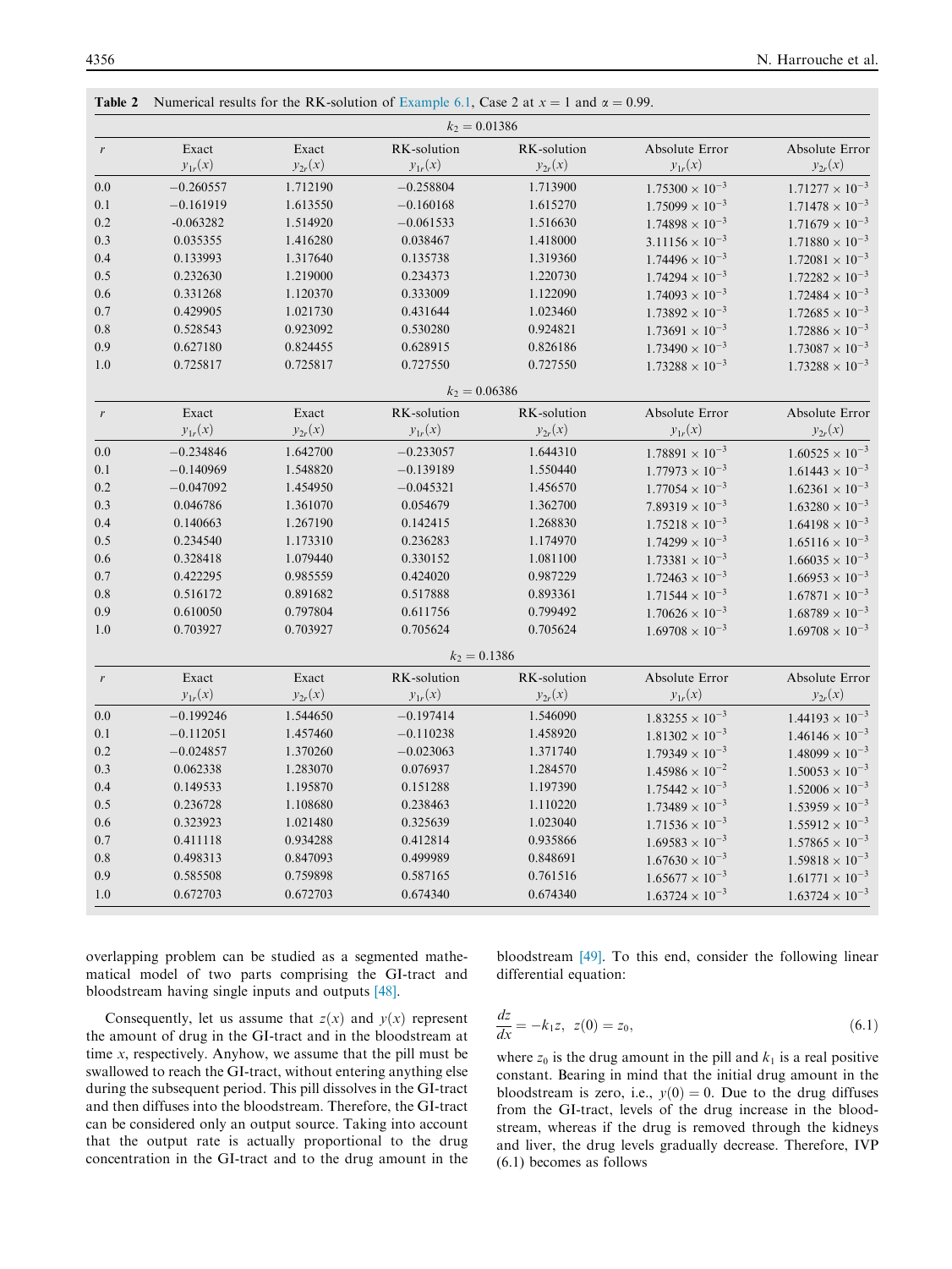**Table 2** Numerical results for the RK-solution of Example 6.1, Case 2 at $x = 1$ and $\alpha = 0.99$.

| $r$ | Exact $y_{1r}(x)$ | Exact $y_{2r}(x)$ | RK-solution $y_{1r}(x)$ | RK-solution $y_{2r}(x)$ | Absolute Error $y_{1r}(x)$ | Absolute Error $y_{2r}(x)$ |
|---|---|---|---|---|---|---|
| | | | $k_2 = 0.01386$ | | | |
| 0.0 | −0.260557 | 1.712190 | −0.258804 | 1.713900 | $1.75300 \times 10^{-3}$ | $1.71277 \times 10^{-3}$ |
| 0.1 | −0.161919 | 1.613550 | −0.160168 | 1.615270 | $1.75099 \times 10^{-3}$ | $1.71478 \times 10^{-3}$ |
| 0.2 | -0.063282 | 1.514920 | −0.061533 | 1.516630 | $1.74898 \times 10^{-3}$ | $1.71679 \times 10^{-3}$ |
| 0.3 | 0.035355 | 1.416280 | 0.038467 | 1.418000 | $3.11156 \times 10^{-3}$ | $1.71880 \times 10^{-3}$ |
| 0.4 | 0.133993 | 1.317640 | 0.135738 | 1.319360 | $1.74496 \times 10^{-3}$ | $1.72081 \times 10^{-3}$ |
| 0.5 | 0.232630 | 1.219000 | 0.234373 | 1.220730 | $1.74294 \times 10^{-3}$ | $1.72282 \times 10^{-3}$ |
| 0.6 | 0.331268 | 1.120370 | 0.333009 | 1.122090 | $1.74093 \times 10^{-3}$ | $1.72484 \times 10^{-3}$ |
| 0.7 | 0.429905 | 1.021730 | 0.431644 | 1.023460 | $1.73892 \times 10^{-3}$ | $1.72685 \times 10^{-3}$ |
| 0.8 | 0.528543 | 0.923092 | 0.530280 | 0.924821 | $1.73691 \times 10^{-3}$ | $1.72886 \times 10^{-3}$ |
| 0.9 | 0.627180 | 0.824455 | 0.628915 | 0.826186 | $1.73490 \times 10^{-3}$ | $1.73087 \times 10^{-3}$ |
| 1.0 | 0.725817 | 0.725817 | 0.727550 | 0.727550 | $1.73288 \times 10^{-3}$ | $1.73288 \times 10^{-3}$ |
| | | | $k_2 = 0.06386$ | | | |
| 0.0 | −0.234846 | 1.642700 | −0.233057 | 1.644310 | $1.78891 \times 10^{-3}$ | $1.60525 \times 10^{-3}$ |
| 0.1 | −0.140969 | 1.548820 | −0.139189 | 1.550440 | $1.77973 \times 10^{-3}$ | $1.61443 \times 10^{-3}$ |
| 0.2 | −0.047092 | 1.454950 | −0.045321 | 1.456570 | $1.77054 \times 10^{-3}$ | $1.62361 \times 10^{-3}$ |
| 0.3 | 0.046786 | 1.361070 | 0.054679 | 1.362700 | $7.89319 \times 10^{-3}$ | $1.63280 \times 10^{-3}$ |
| 0.4 | 0.140663 | 1.267190 | 0.142415 | 1.268830 | $1.75218 \times 10^{-3}$ | $1.64198 \times 10^{-3}$ |
| 0.5 | 0.234540 | 1.173310 | 0.236283 | 1.174970 | $1.74299 \times 10^{-3}$ | $1.65116 \times 10^{-3}$ |
| 0.6 | 0.328418 | 1.079440 | 0.330152 | 1.081100 | $1.73381 \times 10^{-3}$ | $1.66035 \times 10^{-3}$ |
| 0.7 | 0.422295 | 0.985559 | 0.424020 | 0.987229 | $1.72463 \times 10^{-3}$ | $1.66953 \times 10^{-3}$ |
| 0.8 | 0.516172 | 0.891682 | 0.517888 | 0.893361 | $1.71544 \times 10^{-3}$ | $1.67871 \times 10^{-3}$ |
| 0.9 | 0.610050 | 0.797804 | 0.611756 | 0.799492 | $1.70626 \times 10^{-3}$ | $1.68789 \times 10^{-3}$ |
| 1.0 | 0.703927 | 0.703927 | 0.705624 | 0.705624 | $1.69708 \times 10^{-3}$ | $1.69708 \times 10^{-3}$ |
| | | | $k_2 = 0.1386$ | | | |
| 0.0 | −0.199246 | 1.544650 | −0.197414 | 1.546090 | $1.83255 \times 10^{-3}$ | $1.44193 \times 10^{-3}$ |
| 0.1 | −0.112051 | 1.457460 | −0.110238 | 1.458920 | $1.81302 \times 10^{-3}$ | $1.46146 \times 10^{-3}$ |
| 0.2 | −0.024857 | 1.370260 | −0.023063 | 1.371740 | $1.79349 \times 10^{-3}$ | $1.48099 \times 10^{-3}$ |
| 0.3 | 0.062338 | 1.283070 | 0.076937 | 1.284570 | $1.45986 \times 10^{-2}$ | $1.50053 \times 10^{-3}$ |
| 0.4 | 0.149533 | 1.195870 | 0.151288 | 1.197390 | $1.75442 \times 10^{-3}$ | $1.52006 \times 10^{-3}$ |
| 0.5 | 0.236728 | 1.108680 | 0.238463 | 1.110220 | $1.73489 \times 10^{-3}$ | $1.53959 \times 10^{-3}$ |
| 0.6 | 0.323923 | 1.021480 | 0.325639 | 1.023040 | $1.71536 \times 10^{-3}$ | $1.55912 \times 10^{-3}$ |
| 0.7 | 0.411118 | 0.934288 | 0.412814 | 0.935866 | $1.69583 \times 10^{-3}$ | $1.57865 \times 10^{-3}$ |
| 0.8 | 0.498313 | 0.847093 | 0.499989 | 0.848691 | $1.67630 \times 10^{-3}$ | $1.59818 \times 10^{-3}$ |
| 0.9 | 0.585508 | 0.759898 | 0.587165 | 0.761516 | $1.65677 \times 10^{-3}$ | $1.61771 \times 10^{-3}$ |
| 1.0 | 0.672703 | 0.672703 | 0.674340 | 0.674340 | $1.63724 \times 10^{-3}$ | $1.63724 \times 10^{-3}$ |

overlapping problem can be studied as a segmented mathematical model of two parts comprising the GI-tract and bloodstream having single inputs and outputs [48].

Consequently, let us assume that $z(x)$ and $y(x)$ represent the amount of drug in the GI-tract and in the bloodstream at time $x$, respectively. Anyhow, we assume that the pill must be swallowed to reach the GI-tract, without entering anything else during the subsequent period. This pill dissolves in the GI-tract and then diffuses into the bloodstream. Therefore, the GI-tract can be considered only an output source. Taking into account that the output rate is actually proportional to the drug concentration in the GI-tract and to the drug amount in the bloodstream [49]. To this end, consider the following linear differential equation:

$$\frac{dz}{dx} = -k_1 z, \ \ z(0) = z_0, \tag{6.1}$$

where $z_0$ is the drug amount in the pill and $k_1$ is a real positive constant. Bearing in mind that the initial drug amount in the bloodstream is zero, i.e., $y(0) = 0$. Due to the drug diffuses from the GI-tract, levels of the drug increase in the bloodstream, whereas if the drug is removed through the kidneys and liver, the drug levels gradually decrease. Therefore, IVP (6.1) becomes as follows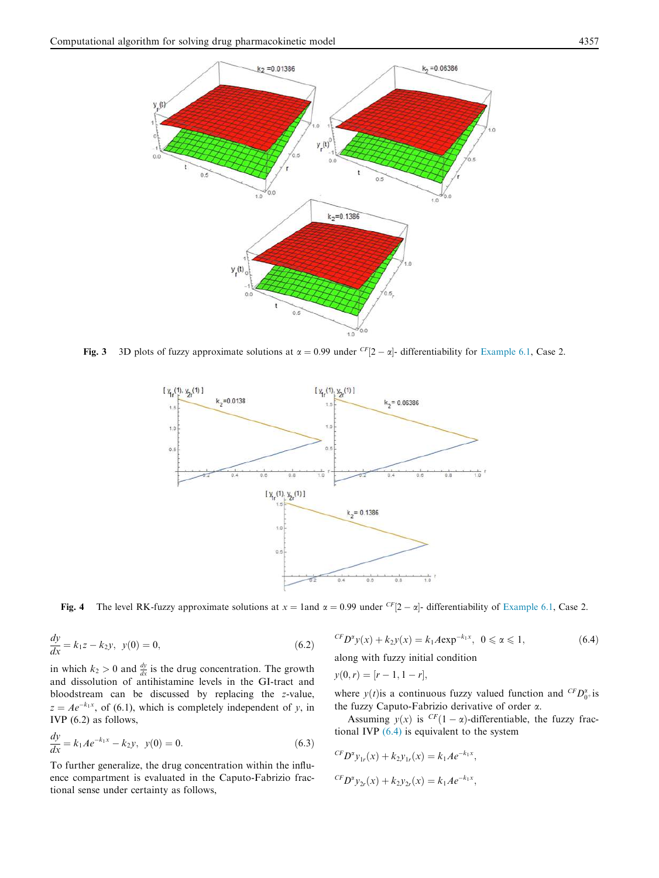**Fig. 3** 3D plots of fuzzy approximate solutions at $\alpha = 0.99$ under ${}^{CF}[2-\alpha]$- differentiability for Example 6.1, Case 2.

**Fig. 4** The level RK-fuzzy approximate solutions at $x = 1$and $\alpha = 0.99$ under ${}^{CF}[2-\alpha]$- differentiability of Example 6.1, Case 2.

$$\frac{dy}{dx} = k_1 z - k_2 y, \ \ y(0) = 0, \tag{6.2}$$

in which $k_2 > 0$ and $\frac{dy}{dx}$ is the drug concentration. The growth and dissolution of antihistamine levels in the GI-tract and bloodstream can be discussed by replacing the $z$-value, $z = Ae^{-k_1 x}$, of (6.1), which is completely independent of $y$, in IVP (6.2) as follows,

$$\frac{dy}{dx} = k_1 Ae^{-k_1 x} - k_2 y, \ \ y(0) = 0. \tag{6.3}$$

To further generalize, the drug concentration within the influence compartment is evaluated in the Caputo-Fabrizio fractional sense under certainty as follows,

$${}^{CF}D^{\alpha}y(x) + k_2 y(x) = k_1 A\exp^{-k_1 x}, \ \ 0 \leqslant \alpha \leqslant 1, \tag{6.4}$$

along with fuzzy initial condition

$$y(0, r) = [r-1, 1-r],$$

where $y(t)$is a continuous fuzzy valued function and ${}^{CF}D^{\alpha}_{0^+}$is the fuzzy Caputo-Fabrizio derivative of order $\alpha$.

Assuming $y(x)$ is ${}^{CF}(1-\alpha)$-differentiable, the fuzzy fractional IVP (6.4) is equivalent to the system

$${}^{CF}D^{\alpha}y_{1r}(x) + k_2 y_{1r}(x) = k_1 Ae^{-k_1 x},$$

$${}^{CF}D^{\alpha}y_{2r}(x) + k_2 y_{2r}(x) = k_1 Ae^{-k_1 x},$$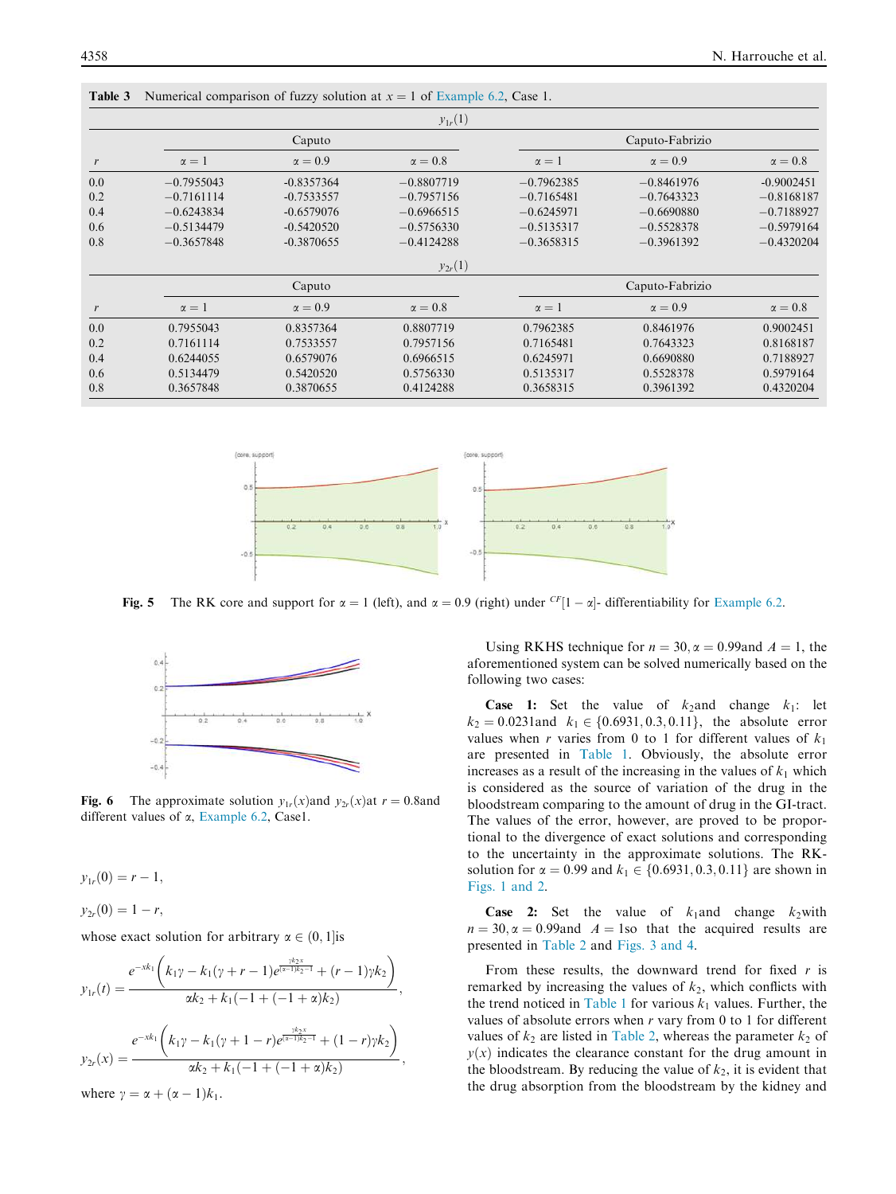**Table 3** Numerical comparison of fuzzy solution at $x = 1$ of Example 6.2, Case 1.

| | $y_{1r}(1)$ | | | | | |
|---|---|---|---|---|---|---|
| | Caputo | | | Caputo-Fabrizio | | |
| $r$ | $\alpha = 1$ | $\alpha = 0.9$ | $\alpha = 0.8$ | $\alpha = 1$ | $\alpha = 0.9$ | $\alpha = 0.8$ |
| 0.0 | −0.7955043 | -0.8357364 | −0.8807719 | −0.7962385 | −0.8461976 | -0.9002451 |
| 0.2 | −0.7161114 | -0.7533557 | −0.7957156 | −0.7165481 | −0.7643323 | −0.8168187 |
| 0.4 | −0.6243834 | -0.6579076 | −0.6966515 | −0.6245971 | −0.6690880 | −0.7188927 |
| 0.6 | −0.5134479 | -0.5420520 | −0.5756330 | −0.5135317 | −0.5528378 | −0.5979164 |
| 0.8 | −0.3657848 | -0.3870655 | −0.4124288 | −0.3658315 | −0.3961392 | −0.4320204 |
| | $y_{2r}(1)$ | | | | | |
| | Caputo | | | Caputo-Fabrizio | | |
| $r$ | $\alpha = 1$ | $\alpha = 0.9$ | $\alpha = 0.8$ | $\alpha = 1$ | $\alpha = 0.9$ | $\alpha = 0.8$ |
| 0.0 | 0.7955043 | 0.8357364 | 0.8807719 | 0.7962385 | 0.8461976 | 0.9002451 |
| 0.2 | 0.7161114 | 0.7533557 | 0.7957156 | 0.7165481 | 0.7643323 | 0.8168187 |
| 0.4 | 0.6244055 | 0.6579076 | 0.6966515 | 0.6245971 | 0.6690880 | 0.7188927 |
| 0.6 | 0.5134479 | 0.5420520 | 0.5756330 | 0.5135317 | 0.5528378 | 0.5979164 |
| 0.8 | 0.3657848 | 0.3870655 | 0.4124288 | 0.3658315 | 0.3961392 | 0.4320204 |

**Fig. 5** The RK core and support for $\alpha = 1$ (left), and $\alpha = 0.9$ (right) under ${}^{CF}[1-\alpha]$- differentiability for Example 6.2.

**Fig. 6** The approximate solution $y_{1r}(x)$and $y_{2r}(x)$at $r = 0.8$and different values of $\alpha$, Example 6.2, Case1.

$$y_{1r}(0) = r - 1,$$

$$y_{2r}(0) = 1 - r,$$

whose exact solution for arbitrary $\alpha \in (0, 1]$is

$$y_{1r}(t) = \frac{e^{-xk_1}\left(k_1\gamma - k_1(\gamma + r - 1)e^{\frac{\gamma k_2 x}{(\alpha-1)k_2-1}} + (r-1)\gamma k_2\right)}{\alpha k_2 + k_1(-1 + (-1+\alpha)k_2)},$$

$$y_{2r}(x) = \frac{e^{-xk_1}\left(k_1\gamma - k_1(\gamma + 1 - r)e^{\frac{\gamma k_2 x}{(\alpha-1)k_2-1}} + (1-r)\gamma k_2\right)}{\alpha k_2 + k_1(-1 + (-1+\alpha)k_2)},$$

where $\gamma = \alpha + (\alpha - 1)k_1$.

Using RKHS technique for $n = 30, \alpha = 0.99$and $A = 1$, the aforementioned system can be solved numerically based on the following two cases:

**Case 1:** Set the value of $k_2$and change $k_1$: let $k_2 = 0.0231$and $k_1 \in \{0.6931, 0.3, 0.11\}$, the absolute error values when $r$ varies from 0 to 1 for different values of $k_1$ are presented in Table 1. Obviously, the absolute error increases as a result of the increasing in the values of $k_1$ which is considered as the source of variation of the drug in the bloodstream comparing to the amount of drug in the GI-tract. The values of the error, however, are proved to be proportional to the divergence of exact solutions and corresponding to the uncertainty in the approximate solutions. The RK-solution for $\alpha = 0.99$ and $k_1 \in \{0.6931, 0.3, 0.11\}$ are shown in Figs. 1 and 2.

**Case 2:** Set the value of $k_1$and change $k_2$with $n = 30, \alpha = 0.99$and $A = 1$so that the acquired results are presented in Table 2 and Figs. 3 and 4.

From these results, the downward trend for fixed $r$ is remarked by increasing the values of $k_2$, which conflicts with the trend noticed in Table 1 for various $k_1$ values. Further, the values of absolute errors when $r$ vary from 0 to 1 for different values of $k_2$ are listed in Table 2, whereas the parameter $k_2$ of $y(x)$ indicates the clearance constant for the drug amount in the bloodstream. By reducing the value of $k_2$, it is evident that the drug absorption from the bloodstream by the kidney and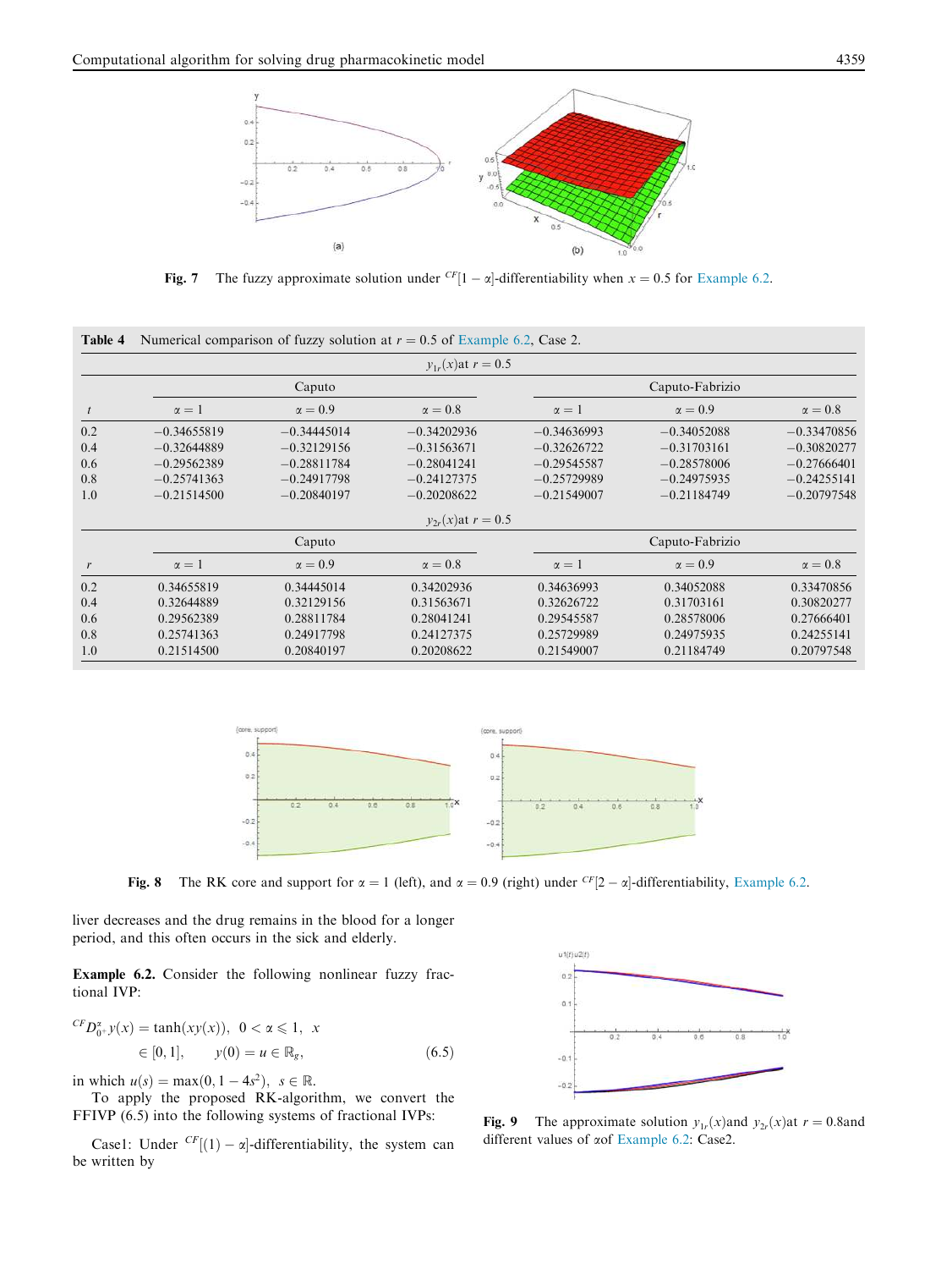**Fig. 7** The fuzzy approximate solution under ${}^{CF}[1-\alpha]$-differentiability when $x = 0.5$ for Example 6.2.

**Table 4** Numerical comparison of fuzzy solution at $r = 0.5$ of Example 6.2, Case 2.

| | $y_{1_r}(x)$ at $r = 0.5$ | | | | | |
|---|---|---|---|---|---|---|
| | Caputo | | | Caputo-Fabrizio | | |
| $t$ | $\alpha = 1$ | $\alpha = 0.9$ | $\alpha = 0.8$ | $\alpha = 1$ | $\alpha = 0.9$ | $\alpha = 0.8$ |
| 0.2 | −0.34655819 | −0.34445014 | −0.34202936 | −0.34636993 | −0.34052088 | −0.33470856 |
| 0.4 | −0.32644889 | −0.32129156 | −0.31563671 | −0.32626722 | −0.31703161 | −0.30820277 |
| 0.6 | −0.29562389 | −0.28811784 | −0.28041241 | −0.29545587 | −0.28578006 | −0.27666401 |
| 0.8 | −0.25741363 | −0.24917798 | −0.24127375 | −0.25729989 | −0.24975935 | −0.24255141 |
| 1.0 | −0.21514500 | −0.20840197 | −0.20208622 | −0.21549007 | −0.21184749 | −0.20797548 |
| | $y_{2_r}(x)$ at $r = 0.5$ | | | | | |
| | Caputo | | | Caputo-Fabrizio | | |
| $r$ | $\alpha = 1$ | $\alpha = 0.9$ | $\alpha = 0.8$ | $\alpha = 1$ | $\alpha = 0.9$ | $\alpha = 0.8$ |
| 0.2 | 0.34655819 | 0.34445014 | 0.34202936 | 0.34636993 | 0.34052088 | 0.33470856 |
| 0.4 | 0.32644889 | 0.32129156 | 0.31563671 | 0.32626722 | 0.31703161 | 0.30820277 |
| 0.6 | 0.29562389 | 0.28811784 | 0.28041241 | 0.29545587 | 0.28578006 | 0.27666401 |
| 0.8 | 0.25741363 | 0.24917798 | 0.24127375 | 0.25729989 | 0.24975935 | 0.24255141 |
| 1.0 | 0.21514500 | 0.20840197 | 0.20208622 | 0.21549007 | 0.21184749 | 0.20797548 |

**Fig. 8** The RK core and support for $\alpha = 1$ (left), and $\alpha = 0.9$ (right) under ${}^{CF}[2-\alpha]$-differentiability, Example 6.2.

liver decreases and the drug remains in the blood for a longer period, and this often occurs in the sick and elderly.

**Example 6.2.** Consider the following nonlinear fuzzy fractional IVP:

$$ {}^{CF}D_{0^+}^{\alpha} y(x) = \tanh(xy(x)), \quad 0 < \alpha \leqslant 1, \quad x \in [0,1], \qquad y(0) = u \in \mathbb{R}_g, \tag{6.5}$$

in which $u(s) = \max(0, 1 - 4s^2)$, $s \in \mathbb{R}$.

To apply the proposed RK-algorithm, we convert the FFIVP (6.5) into the following systems of fractional IVPs:

Case1: Under ${}^{CF}[(1)-\alpha]$-differentiability, the system can be written by

**Fig. 9** The approximate solution $y_{1_r}(x)$ and $y_{2_r}(x)$ at $r = 0.8$ and different values of $\alpha$ of Example 6.2: Case2.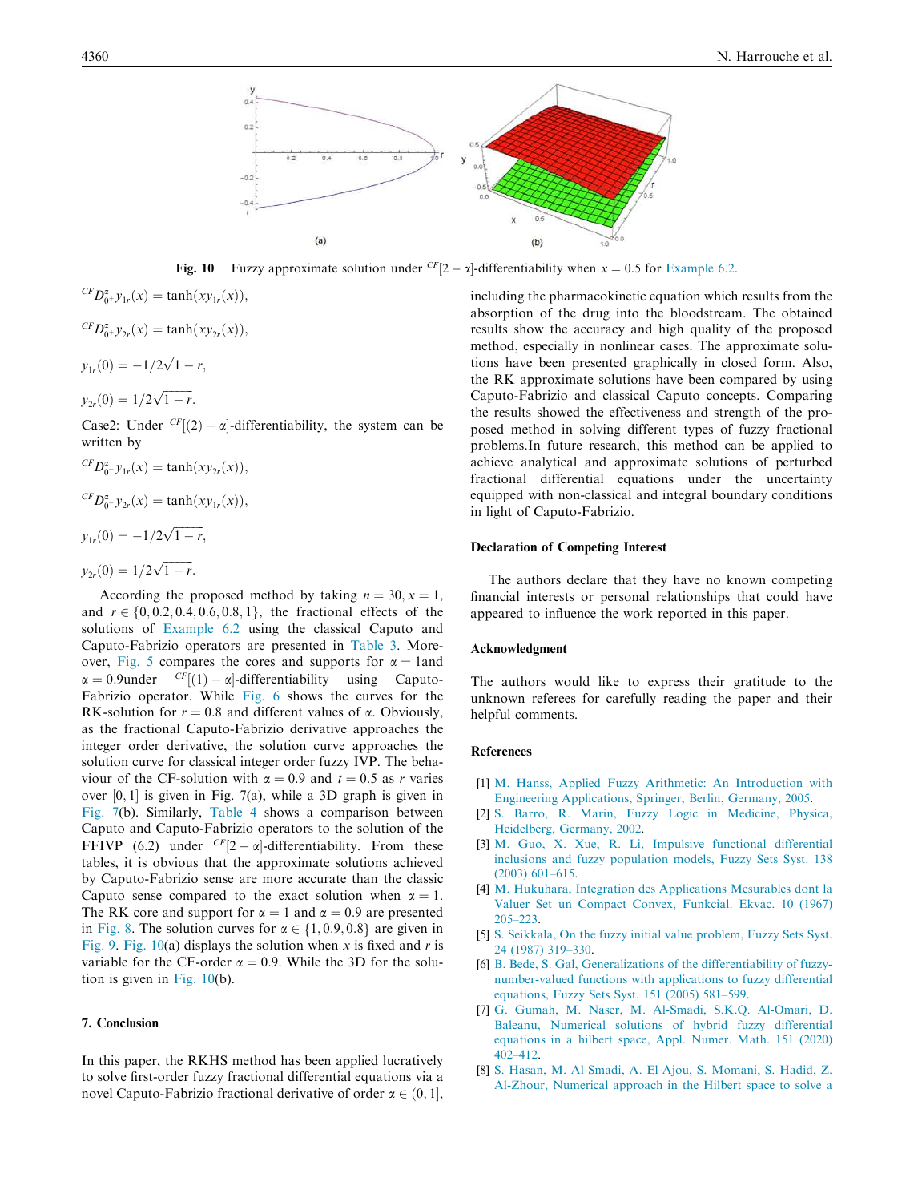Fig. 10 Fuzzy approximate solution under ${}^{CF}[2-\alpha]$-differentiability when $x = 0.5$ for Example 6.2.

$${}^{CF}D^{\alpha}_{0^+} y_{1r}(x) = \tanh(x y_{1r}(x)),$$

$${}^{CF}D^{\alpha}_{0^+} y_{2r}(x) = \tanh(x y_{2r}(x)),$$

$$y_{1r}(0) = -1/2\sqrt{1-r},$$

$$y_{2r}(0) = 1/2\sqrt{1-r}.$$

Case2: Under ${}^{CF}[(2)-\alpha]$-differentiability, the system can be written by

$${}^{CF}D^{\alpha}_{0^+} y_{1r}(x) = \tanh(x y_{2r}(x)),$$

$${}^{CF}D^{\alpha}_{0^+} y_{2r}(x) = \tanh(x y_{1r}(x)),$$

$$y_{1r}(0) = -1/2\sqrt{1-r},$$

$$y_{2r}(0) = 1/2\sqrt{1-r}.$$

According the proposed method by taking $n = 30, x = 1$, and $r \in \{0, 0.2, 0.4, 0.6, 0.8, 1\}$, the fractional effects of the solutions of Example 6.2 using the classical Caputo and Caputo-Fabrizio operators are presented in Table 3. Moreover, Fig. 5 compares the cores and supports for $\alpha = 1$and $\alpha = 0.9$under ${}^{CF}[(1)-\alpha]$-differentiability using Caputo-Fabrizio operator. While Fig. 6 shows the curves for the RK-solution for $r = 0.8$ and different values of $\alpha$. Obviously, as the fractional Caputo-Fabrizio derivative approaches the integer order derivative, the solution curve approaches the solution curve for classical integer order fuzzy IVP. The behaviour of the CF-solution with $\alpha = 0.9$ and $t = 0.5$ as $r$ varies over $[0, 1]$ is given in Fig. 7(a), while a 3D graph is given in Fig. 7(b). Similarly, Table 4 shows a comparison between Caputo and Caputo-Fabrizio operators to the solution of the FFIVP (6.2) under ${}^{CF}[2-\alpha]$-differentiability. From these tables, it is obvious that the approximate solutions achieved by Caputo-Fabrizio sense are more accurate than the classic Caputo sense compared to the exact solution when $\alpha = 1$. The RK core and support for $\alpha = 1$ and $\alpha = 0.9$ are presented in Fig. 8. The solution curves for $\alpha \in \{1, 0.9, 0.8\}$ are given in Fig. 9. Fig. 10(a) displays the solution when $x$ is fixed and $r$ is variable for the CF-order $\alpha = 0.9$. While the 3D for the solution is given in Fig. 10(b).

## 7. Conclusion

In this paper, the RKHS method has been applied lucratively to solve first-order fuzzy fractional differential equations via a novel Caputo-Fabrizio fractional derivative of order $\alpha \in (0, 1]$, including the pharmacokinetic equation which results from the absorption of the drug into the bloodstream. The obtained results show the accuracy and high quality of the proposed method, especially in nonlinear cases. The approximate solutions have been presented graphically in closed form. Also, the RK approximate solutions have been compared by using Caputo-Fabrizio and classical Caputo concepts. Comparing the results showed the effectiveness and strength of the proposed method in solving different types of fuzzy fractional problems.In future research, this method can be applied to achieve analytical and approximate solutions of perturbed fractional differential equations under the uncertainty equipped with non-classical and integral boundary conditions in light of Caputo-Fabrizio.

### Declaration of Competing Interest

The authors declare that they have no known competing financial interests or personal relationships that could have appeared to influence the work reported in this paper.

### Acknowledgment

The authors would like to express their gratitude to the unknown referees for carefully reading the paper and their helpful comments.

### References

[1] M. Hanss, Applied Fuzzy Arithmetic: An Introduction with Engineering Applications, Springer, Berlin, Germany, 2005.

[2] S. Barro, R. Marin, Fuzzy Logic in Medicine, Physica, Heidelberg, Germany, 2002.

[3] M. Guo, X. Xue, R. Li, Impulsive functional differential inclusions and fuzzy population models, Fuzzy Sets Syst. 138 (2003) 601–615.

[4] M. Hukuhara, Integration des Applications Mesurables dont la Valuer Set un Compact Convex, Funkcial. Ekvac. 10 (1967) 205–223.

[5] S. Seikkala, On the fuzzy initial value problem, Fuzzy Sets Syst. 24 (1987) 319–330.

[6] B. Bede, S. Gal, Generalizations of the differentiability of fuzzy-number-valued functions with applications to fuzzy differential equations, Fuzzy Sets Syst. 151 (2005) 581–599.

[7] G. Gumah, M. Naser, M. Al-Smadi, S.K.Q. Al-Omari, D. Baleanu, Numerical solutions of hybrid fuzzy differential equations in a hilbert space, Appl. Numer. Math. 151 (2020) 402–412.

[8] S. Hasan, M. Al-Smadi, A. El-Ajou, S. Momani, S. Hadid, Z. Al-Zhour, Numerical approach in the Hilbert space to solve a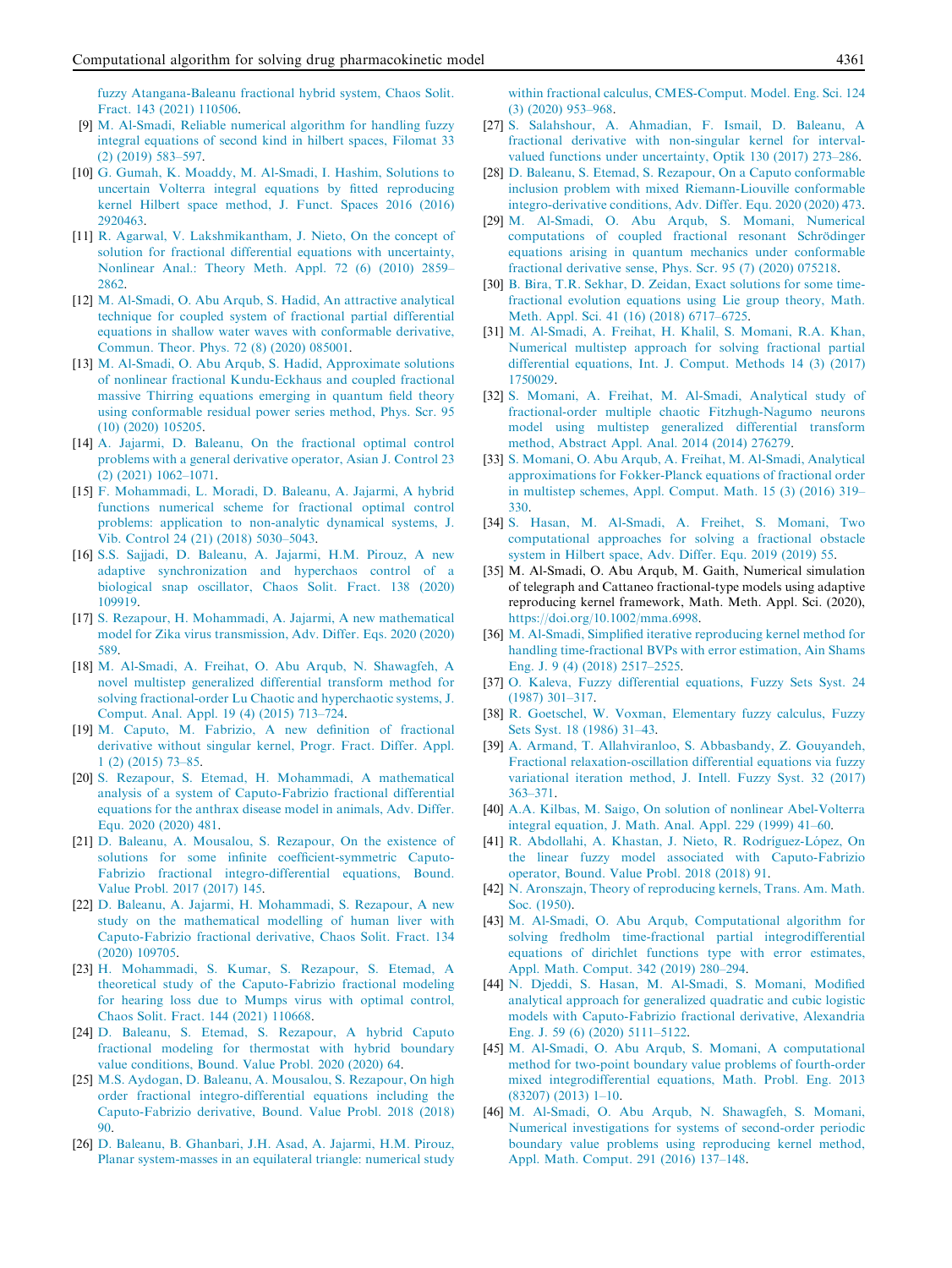fuzzy Atangana-Baleanu fractional hybrid system, Chaos Solit. Fract. 143 (2021) 110506.

[9] M. Al-Smadi, Reliable numerical algorithm for handling fuzzy integral equations of second kind in hilbert spaces, Filomat 33 (2) (2019) 583–597.

[10] G. Gumah, K. Moaddy, M. Al-Smadi, I. Hashim, Solutions to uncertain Volterra integral equations by fitted reproducing kernel Hilbert space method, J. Funct. Spaces 2016 (2016) 2920463.

[11] R. Agarwal, V. Lakshmikantham, J. Nieto, On the concept of solution for fractional differential equations with uncertainty, Nonlinear Anal.: Theory Meth. Appl. 72 (6) (2010) 2859–2862.

[12] M. Al-Smadi, O. Abu Arqub, S. Hadid, An attractive analytical technique for coupled system of fractional partial differential equations in shallow water waves with conformable derivative, Commun. Theor. Phys. 72 (8) (2020) 085001.

[13] M. Al-Smadi, O. Abu Arqub, S. Hadid, Approximate solutions of nonlinear fractional Kundu-Eckhaus and coupled fractional massive Thirring equations emerging in quantum field theory using conformable residual power series method, Phys. Scr. 95 (10) (2020) 105205.

[14] A. Jajarmi, D. Baleanu, On the fractional optimal control problems with a general derivative operator, Asian J. Control 23 (2) (2021) 1062–1071.

[15] F. Mohammadi, L. Moradi, D. Baleanu, A. Jajarmi, A hybrid functions numerical scheme for fractional optimal control problems: application to non-analytic dynamical systems, J. Vib. Control 24 (21) (2018) 5030–5043.

[16] S.S. Sajjadi, D. Baleanu, A. Jajarmi, H.M. Pirouz, A new adaptive synchronization and hyperchaos control of a biological snap oscillator, Chaos Solit. Fract. 138 (2020) 109919.

[17] S. Rezapour, H. Mohammadi, A. Jajarmi, A new mathematical model for Zika virus transmission, Adv. Differ. Eqs. 2020 (2020) 589.

[18] M. Al-Smadi, A. Freihat, O. Abu Arqub, N. Shawagfeh, A novel multistep generalized differential transform method for solving fractional-order Lu Chaotic and hyperchaotic systems, J. Comput. Anal. Appl. 19 (4) (2015) 713–724.

[19] M. Caputo, M. Fabrizio, A new definition of fractional derivative without singular kernel, Progr. Fract. Differ. Appl. 1 (2) (2015) 73–85.

[20] S. Rezapour, S. Etemad, H. Mohammadi, A mathematical analysis of a system of Caputo-Fabrizio fractional differential equations for the anthrax disease model in animals, Adv. Differ. Equ. 2020 (2020) 481.

[21] D. Baleanu, A. Mousalou, S. Rezapour, On the existence of solutions for some infinite coefficient-symmetric Caputo-Fabrizio fractional integro-differential equations, Bound. Value Probl. 2017 (2017) 145.

[22] D. Baleanu, A. Jajarmi, H. Mohammadi, S. Rezapour, A new study on the mathematical modelling of human liver with Caputo-Fabrizio fractional derivative, Chaos Solit. Fract. 134 (2020) 109705.

[23] H. Mohammadi, S. Kumar, S. Rezapour, S. Etemad, A theoretical study of the Caputo-Fabrizio fractional modeling for hearing loss due to Mumps virus with optimal control, Chaos Solit. Fract. 144 (2021) 110668.

[24] D. Baleanu, S. Etemad, S. Rezapour, A hybrid Caputo fractional modeling for thermostat with hybrid boundary value conditions, Bound. Value Probl. 2020 (2020) 64.

[25] M.S. Aydogan, D. Baleanu, A. Mousalou, S. Rezapour, On high order fractional integro-differential equations including the Caputo-Fabrizio derivative, Bound. Value Probl. 2018 (2018) 90.

[26] D. Baleanu, B. Ghanbari, J.H. Asad, A. Jajarmi, H.M. Pirouz, Planar system-masses in an equilateral triangle: numerical study within fractional calculus, CMES-Comput. Model. Eng. Sci. 124 (3) (2020) 953–968.

[27] S. Salahshour, A. Ahmadian, F. Ismail, D. Baleanu, A fractional derivative with non-singular kernel for interval-valued functions under uncertainty, Optik 130 (2017) 273–286.

[28] D. Baleanu, S. Etemad, S. Rezapour, On a Caputo conformable inclusion problem with mixed Riemann-Liouville conformable integro-derivative conditions, Adv. Differ. Equ. 2020 (2020) 473.

[29] M. Al-Smadi, O. Abu Arqub, S. Momani, Numerical computations of coupled fractional resonant Schrödinger equations arising in quantum mechanics under conformable fractional derivative sense, Phys. Scr. 95 (7) (2020) 075218.

[30] B. Bira, T.R. Sekhar, D. Zeidan, Exact solutions for some time-fractional evolution equations using Lie group theory, Math. Meth. Appl. Sci. 41 (16) (2018) 6717–6725.

[31] M. Al-Smadi, A. Freihat, H. Khalil, S. Momani, R.A. Khan, Numerical multistep approach for solving fractional partial differential equations, Int. J. Comput. Methods 14 (3) (2017) 1750029.

[32] S. Momani, A. Freihat, M. Al-Smadi, Analytical study of fractional-order multiple chaotic Fitzhugh-Nagumo neurons model using multistep generalized differential transform method, Abstract Appl. Anal. 2014 (2014) 276279.

[33] S. Momani, O. Abu Arqub, A. Freihat, M. Al-Smadi, Analytical approximations for Fokker-Planck equations of fractional order in multistep schemes, Appl. Comput. Math. 15 (3) (2016) 319–330.

[34] S. Hasan, M. Al-Smadi, A. Freihet, S. Momani, Two computational approaches for solving a fractional obstacle system in Hilbert space, Adv. Differ. Equ. 2019 (2019) 55.

[35] M. Al-Smadi, O. Abu Arqub, M. Gaith, Numerical simulation of telegraph and Cattaneo fractional-type models using adaptive reproducing kernel framework, Math. Meth. Appl. Sci. (2020), https://doi.org/10.1002/mma.6998.

[36] M. Al-Smadi, Simplified iterative reproducing kernel method for handling time-fractional BVPs with error estimation, Ain Shams Eng. J. 9 (4) (2018) 2517–2525.

[37] O. Kaleva, Fuzzy differential equations, Fuzzy Sets Syst. 24 (1987) 301–317.

[38] R. Goetschel, W. Voxman, Elementary fuzzy calculus, Fuzzy Sets Syst. 18 (1986) 31–43.

[39] A. Armand, T. Allahviranloo, S. Abbasbandy, Z. Gouyandeh, Fractional relaxation-oscillation differential equations via fuzzy variational iteration method, J. Intell. Fuzzy Syst. 32 (2017) 363–371.

[40] A.A. Kilbas, M. Saigo, On solution of nonlinear Abel-Volterra integral equation, J. Math. Anal. Appl. 229 (1999) 41–60.

[41] R. Abdollahi, A. Khastan, J. Nieto, R. Rodríguez-López, On the linear fuzzy model associated with Caputo-Fabrizio operator, Bound. Value Probl. 2018 (2018) 91.

[42] N. Aronszajn, Theory of reproducing kernels, Trans. Am. Math. Soc. (1950).

[43] M. Al-Smadi, O. Abu Arqub, Computational algorithm for solving fredholm time-fractional partial integrodifferential equations of dirichlet functions type with error estimates, Appl. Math. Comput. 342 (2019) 280–294.

[44] N. Djeddi, S. Hasan, M. Al-Smadi, S. Momani, Modified analytical approach for generalized quadratic and cubic logistic models with Caputo-Fabrizio fractional derivative, Alexandria Eng. J. 59 (6) (2020) 5111–5122.

[45] M. Al-Smadi, O. Abu Arqub, S. Momani, A computational method for two-point boundary value problems of fourth-order mixed integrodifferential equations, Math. Probl. Eng. 2013 (83207) (2013) 1–10.

[46] M. Al-Smadi, O. Abu Arqub, N. Shawagfeh, S. Momani, Numerical investigations for systems of second-order periodic boundary value problems using reproducing kernel method, Appl. Math. Comput. 291 (2016) 137–148.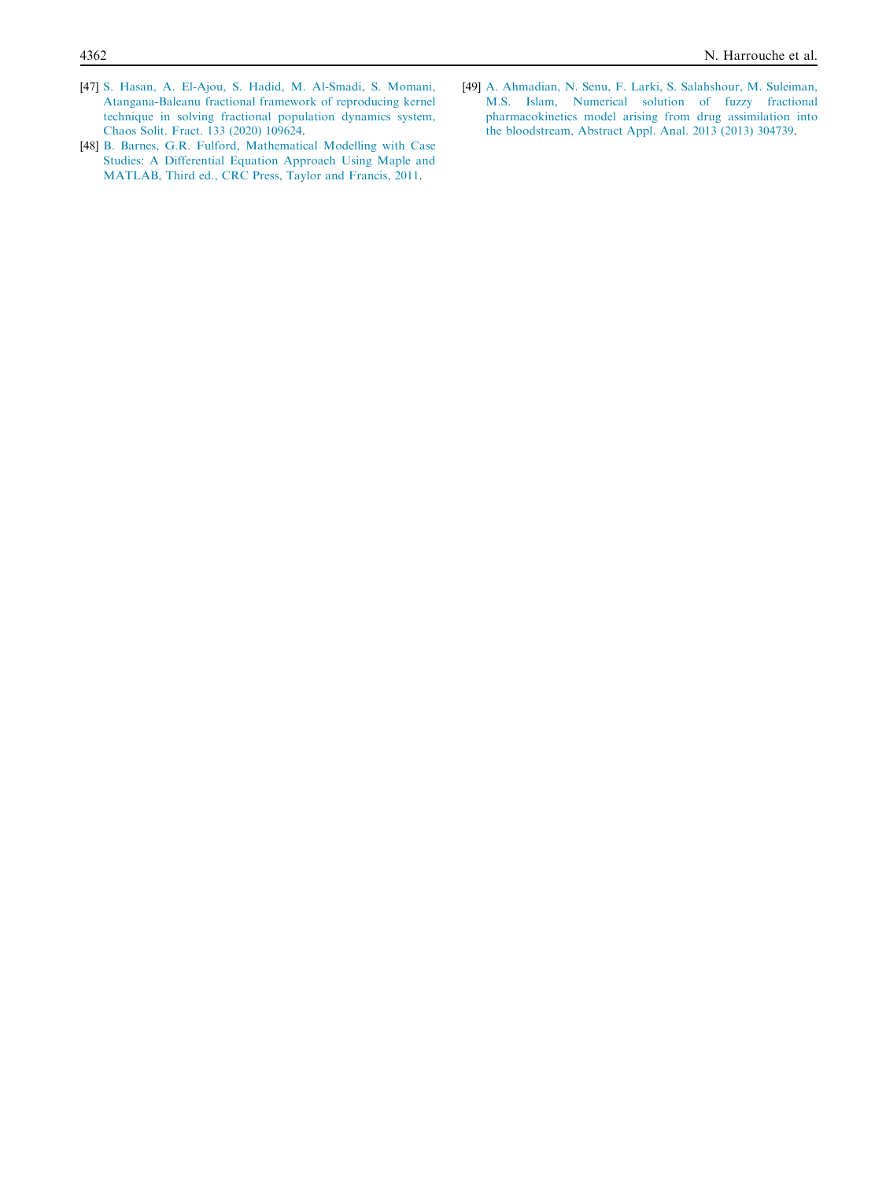[47] S. Hasan, A. El-Ajou, S. Hadid, M. Al-Smadi, S. Momani, Atangana-Baleanu fractional framework of reproducing kernel technique in solving fractional population dynamics system, Chaos Solit. Fract. 133 (2020) 109624.

[48] B. Barnes, G.R. Fulford, Mathematical Modelling with Case Studies: A Differential Equation Approach Using Maple and MATLAB, Third ed., CRC Press, Taylor and Francis, 2011.

[49] A. Ahmadian, N. Senu, F. Larki, S. Salahshour, M. Suleiman, M.S. Islam, Numerical solution of fuzzy fractional pharmacokinetics model arising from drug assimilation into the bloodstream, Abstract Appl. Anal. 2013 (2013) 304739.